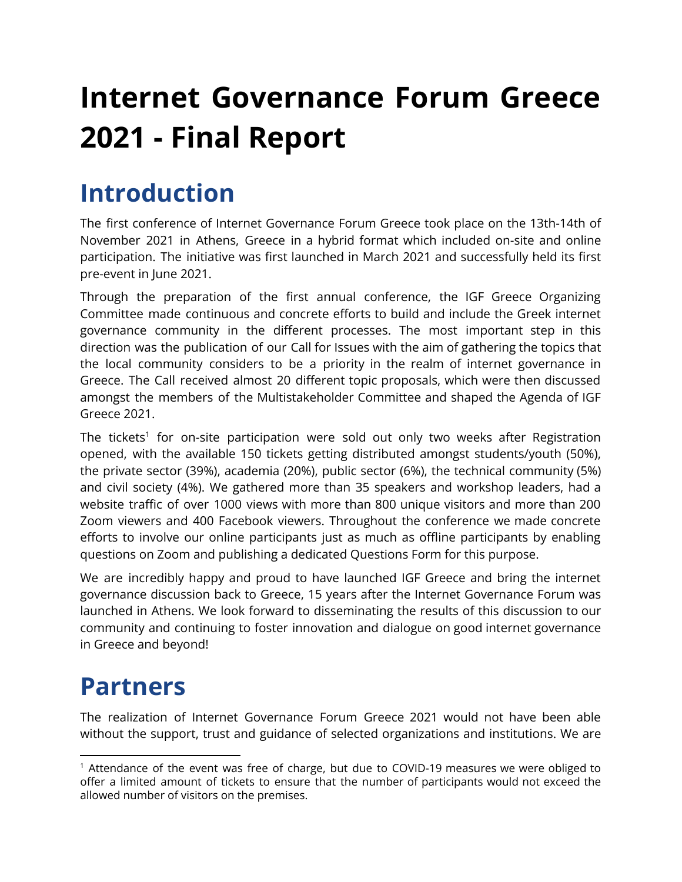# Internet Governance Forum Greece 2021 - Final Report

## Introduction

The first conference of Internet Governance Forum Greece took place on the 13th-14th of November 2021 in Athens, Greece in a hybrid format which included on-site and online participation. The initiative was first launched in March 2021 and successfully held its first pre-event in June 2021.

Through the preparation of the first annual conference, the IGF Greece Organizing Committee made continuous and concrete efforts to build and include the Greek internet governance community in the different processes. The most important step in this direction was the publication of our Call for Issues with the aim of gathering the topics that the local community considers to be a priority in the realm of internet governance in Greece. The Call received almost 20 different topic proposals, which were then discussed amongst the members of the Multistakeholder Committee and shaped the Agenda of IGF Greece 2021.

The tickets[1] for on-site participation were sold out only two weeks after Registration opened, with the available 150 tickets getting distributed amongst students/youth (50%), the private sector (39%), academia (20%), public sector (6%), the technical community (5%) and civil society (4%). We gathered more than 35 speakers and workshop leaders, had a website traffic of over 1000 views with more than 800 unique visitors and more than 200 Zoom viewers and 400 Facebook viewers. Throughout the conference we made concrete efforts to involve our online participants just as much as offline participants by enabling questions on Zoom and publishing a dedicated Questions Form for this purpose.

We are incredibly happy and proud to have launched IGF Greece and bring the internet governance discussion back to Greece, 15 years after the Internet Governance Forum was launched in Athens. We look forward to disseminating the results of this discussion to our community and continuing to foster innovation and dialogue on good internet governance in Greece and beyond!

## Partners

The realization of Internet Governance Forum Greece 2021 would not have been able without the support, trust and guidance of selected organizations and institutions. We are

[1] Attendance of the event was free of charge, but due to COVID-19 measures we were obliged to offer a limited amount of tickets to ensure that the number of participants would not exceed the allowed number of visitors on the premises.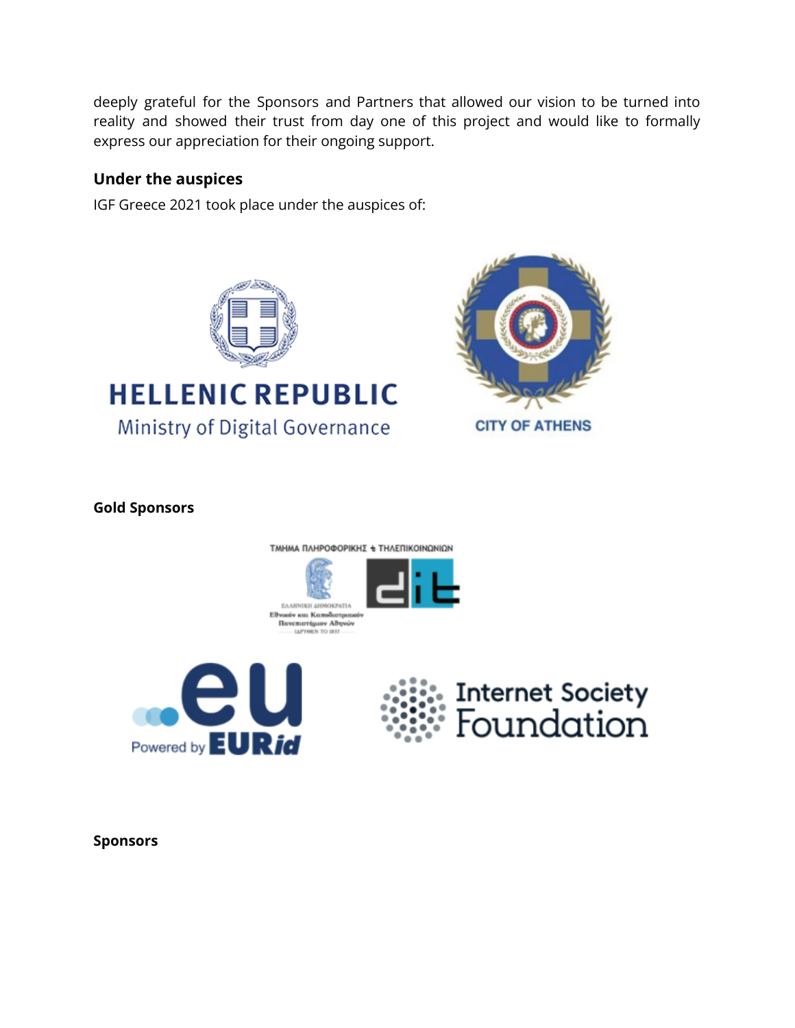deeply grateful for the Sponsors and Partners that allowed our vision to be turned into reality and showed their trust from day one of this project and would like to formally express our appreciation for their ongoing support.

### Under the auspices

IGF Greece 2021 took place under the auspices of:

HELLENIC REPUBLIC
Ministry of Digital Governance

CITY OF ATHENS

**Gold Sponsors**

ΤΜΗΜΑ ΠΛΗΡΟΦΟΡΙΚΗΣ & ΤΗΛΕΠΙΚΟΙΝΩΝΙΩΝ

ΕΛΛΗΝΙΚΗ ΔΗΜΟΚΡΑΤΙΑ
Εθνικόν και Καποδιστριακόν Πανεπιστήμιον Αθηνών
ΙΔΡΥΘΕΝ ΤΟ 1837

dit

.eu
Powered by EURid

Internet Society Foundation

**Sponsors**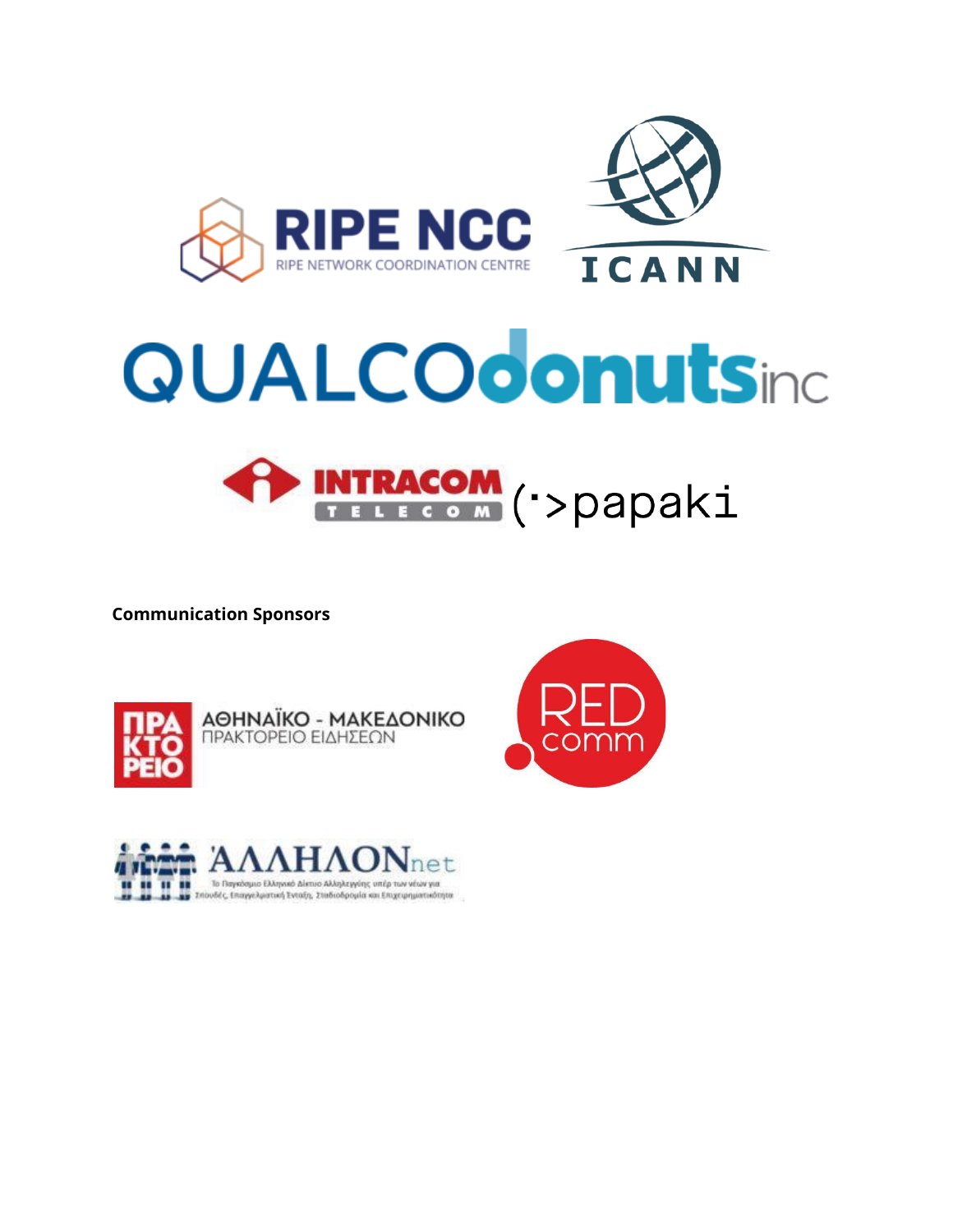**Communication Sponsors**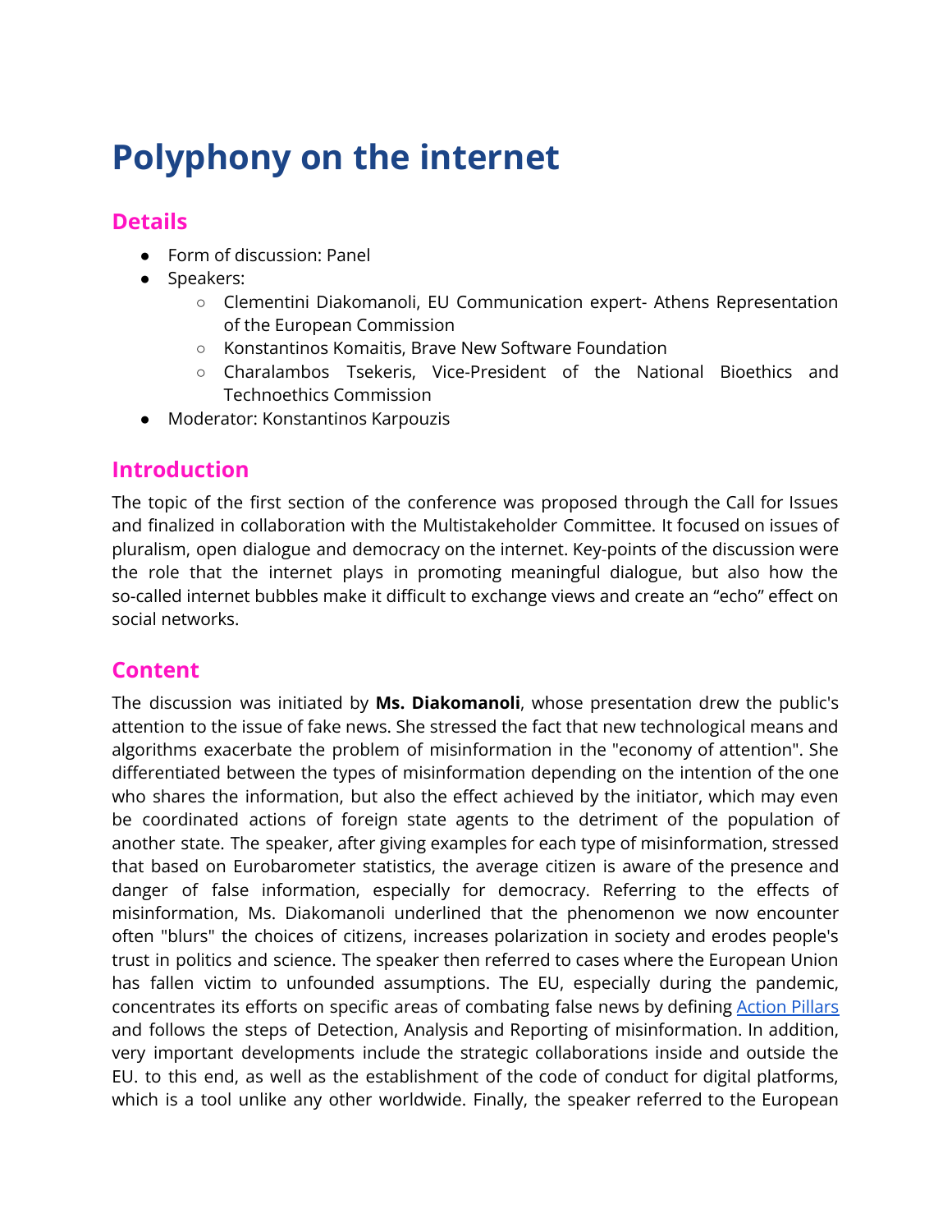# Polyphony on the internet

## Details

- Form of discussion: Panel
- Speakers:
    - Clementini Diakomanoli, EU Communication expert- Athens Representation of the European Commission
    - Konstantinos Komaitis, Brave New Software Foundation
    - Charalambos Tsekeris, Vice-President of the National Bioethics and Technoethics Commission
- Moderator: Konstantinos Karpouzis

## Introduction

The topic of the first section of the conference was proposed through the Call for Issues and finalized in collaboration with the Multistakeholder Committee. It focused on issues of pluralism, open dialogue and democracy on the internet. Key-points of the discussion were the role that the internet plays in promoting meaningful dialogue, but also how the so-called internet bubbles make it difficult to exchange views and create an "echo" effect on social networks.

## Content

The discussion was initiated by **Ms. Diakomanoli**, whose presentation drew the public's attention to the issue of fake news. She stressed the fact that new technological means and algorithms exacerbate the problem of misinformation in the "economy of attention". She differentiated between the types of misinformation depending on the intention of the one who shares the information, but also the effect achieved by the initiator, which may even be coordinated actions of foreign state agents to the detriment of the population of another state. The speaker, after giving examples for each type of misinformation, stressed that based on Eurobarometer statistics, the average citizen is aware of the presence and danger of false information, especially for democracy. Referring to the effects of misinformation, Ms. Diakomanoli underlined that the phenomenon we now encounter often "blurs" the choices of citizens, increases polarization in society and erodes people's trust in politics and science. The speaker then referred to cases where the European Union has fallen victim to unfounded assumptions. The EU, especially during the pandemic, concentrates its efforts on specific areas of combating false news by defining Action Pillars and follows the steps of Detection, Analysis and Reporting of misinformation. In addition, very important developments include the strategic collaborations inside and outside the EU. to this end, as well as the establishment of the code of conduct for digital platforms, which is a tool unlike any other worldwide. Finally, the speaker referred to the European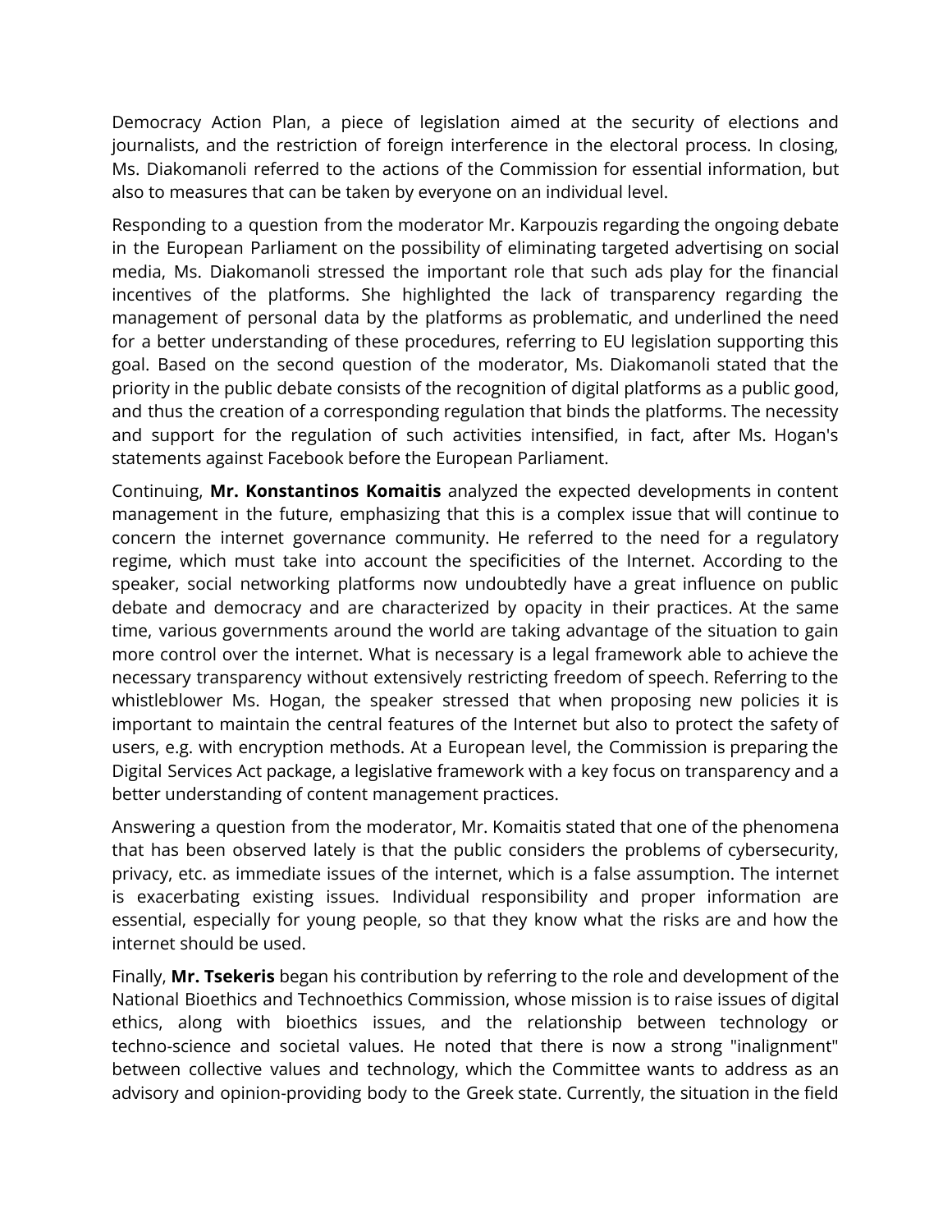Democracy Action Plan, a piece of legislation aimed at the security of elections and journalists, and the restriction of foreign interference in the electoral process. In closing, Ms. Diakomanoli referred to the actions of the Commission for essential information, but also to measures that can be taken by everyone on an individual level.

Responding to a question from the moderator Mr. Karpouzis regarding the ongoing debate in the European Parliament on the possibility of eliminating targeted advertising on social media, Ms. Diakomanoli stressed the important role that such ads play for the financial incentives of the platforms. She highlighted the lack of transparency regarding the management of personal data by the platforms as problematic, and underlined the need for a better understanding of these procedures, referring to EU legislation supporting this goal. Based on the second question of the moderator, Ms. Diakomanoli stated that the priority in the public debate consists of the recognition of digital platforms as a public good, and thus the creation of a corresponding regulation that binds the platforms. The necessity and support for the regulation of such activities intensified, in fact, after Ms. Hogan's statements against Facebook before the European Parliament.

Continuing, **Mr. Konstantinos Komaitis** analyzed the expected developments in content management in the future, emphasizing that this is a complex issue that will continue to concern the internet governance community. He referred to the need for a regulatory regime, which must take into account the specificities of the Internet. According to the speaker, social networking platforms now undoubtedly have a great influence on public debate and democracy and are characterized by opacity in their practices. At the same time, various governments around the world are taking advantage of the situation to gain more control over the internet. What is necessary is a legal framework able to achieve the necessary transparency without extensively restricting freedom of speech. Referring to the whistleblower Ms. Hogan, the speaker stressed that when proposing new policies it is important to maintain the central features of the Internet but also to protect the safety of users, e.g. with encryption methods. At a European level, the Commission is preparing the Digital Services Act package, a legislative framework with a key focus on transparency and a better understanding of content management practices.

Answering a question from the moderator, Mr. Komaitis stated that one of the phenomena that has been observed lately is that the public considers the problems of cybersecurity, privacy, etc. as immediate issues of the internet, which is a false assumption. The internet is exacerbating existing issues. Individual responsibility and proper information are essential, especially for young people, so that they know what the risks are and how the internet should be used.

Finally, **Mr. Tsekeris** began his contribution by referring to the role and development of the National Bioethics and Technoethics Commission, whose mission is to raise issues of digital ethics, along with bioethics issues, and the relationship between technology or techno-science and societal values. He noted that there is now a strong "inalignment" between collective values and technology, which the Committee wants to address as an advisory and opinion-providing body to the Greek state. Currently, the situation in the field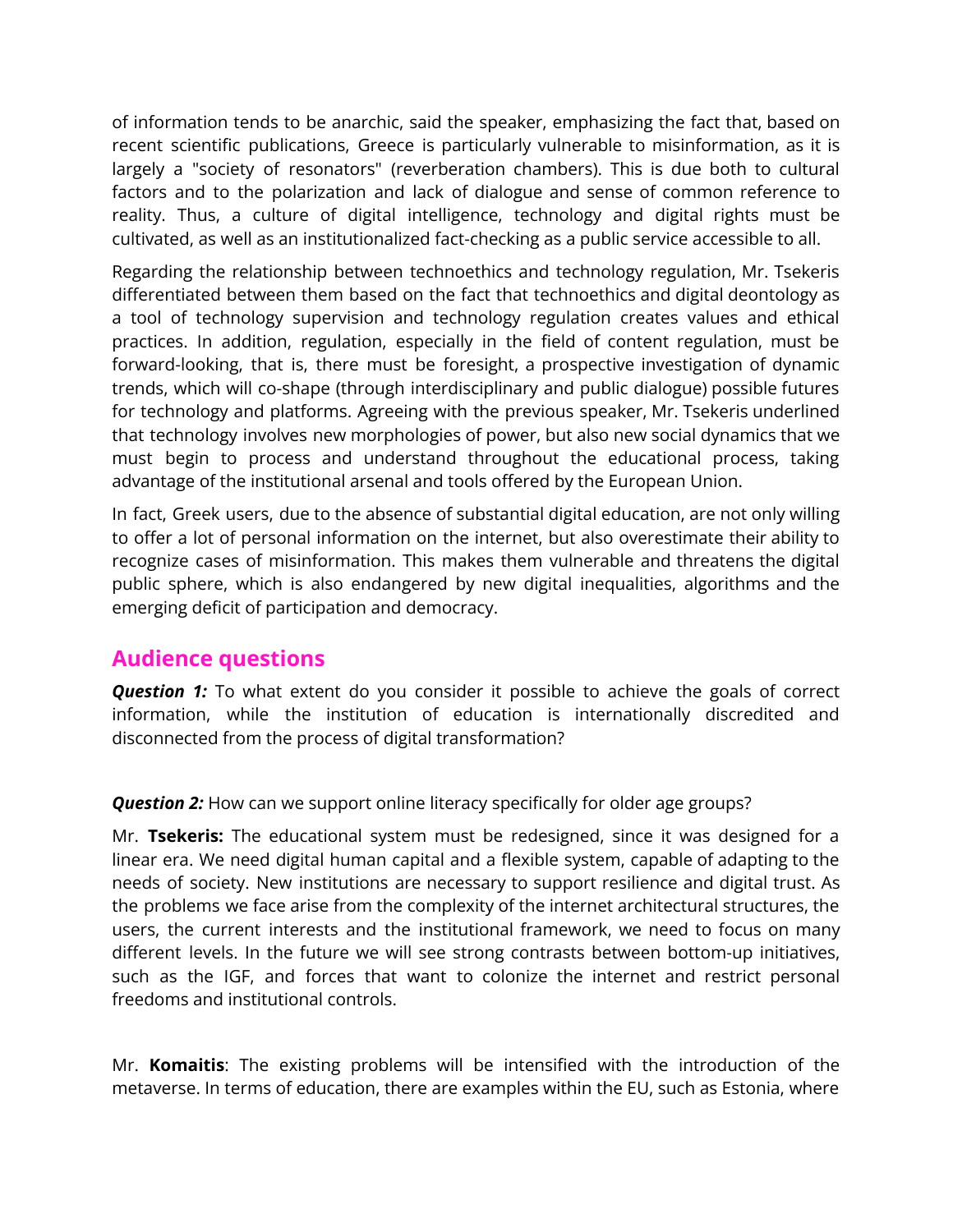of information tends to be anarchic, said the speaker, emphasizing the fact that, based on recent scientific publications, Greece is particularly vulnerable to misinformation, as it is largely a "society of resonators" (reverberation chambers). This is due both to cultural factors and to the polarization and lack of dialogue and sense of common reference to reality. Thus, a culture of digital intelligence, technology and digital rights must be cultivated, as well as an institutionalized fact-checking as a public service accessible to all.

Regarding the relationship between technoethics and technology regulation, Mr. Tsekeris differentiated between them based on the fact that technoethics and digital deontology as a tool of technology supervision and technology regulation creates values and ethical practices. In addition, regulation, especially in the field of content regulation, must be forward-looking, that is, there must be foresight, a prospective investigation of dynamic trends, which will co-shape (through interdisciplinary and public dialogue) possible futures for technology and platforms. Agreeing with the previous speaker, Mr. Tsekeris underlined that technology involves new morphologies of power, but also new social dynamics that we must begin to process and understand throughout the educational process, taking advantage of the institutional arsenal and tools offered by the European Union.

In fact, Greek users, due to the absence of substantial digital education, are not only willing to offer a lot of personal information on the internet, but also overestimate their ability to recognize cases of misinformation. This makes them vulnerable and threatens the digital public sphere, which is also endangered by new digital inequalities, algorithms and the emerging deficit of participation and democracy.

## Audience questions

***Question 1:*** To what extent do you consider it possible to achieve the goals of correct information, while the institution of education is internationally discredited and disconnected from the process of digital transformation?

***Question 2:*** How can we support online literacy specifically for older age groups?

Mr. **Tsekeris:** The educational system must be redesigned, since it was designed for a linear era. We need digital human capital and a flexible system, capable of adapting to the needs of society. New institutions are necessary to support resilience and digital trust. As the problems we face arise from the complexity of the internet architectural structures, the users, the current interests and the institutional framework, we need to focus on many different levels. In the future we will see strong contrasts between bottom-up initiatives, such as the IGF, and forces that want to colonize the internet and restrict personal freedoms and institutional controls.

Mr. **Komaitis**: The existing problems will be intensified with the introduction of the metaverse. In terms of education, there are examples within the EU, such as Estonia, where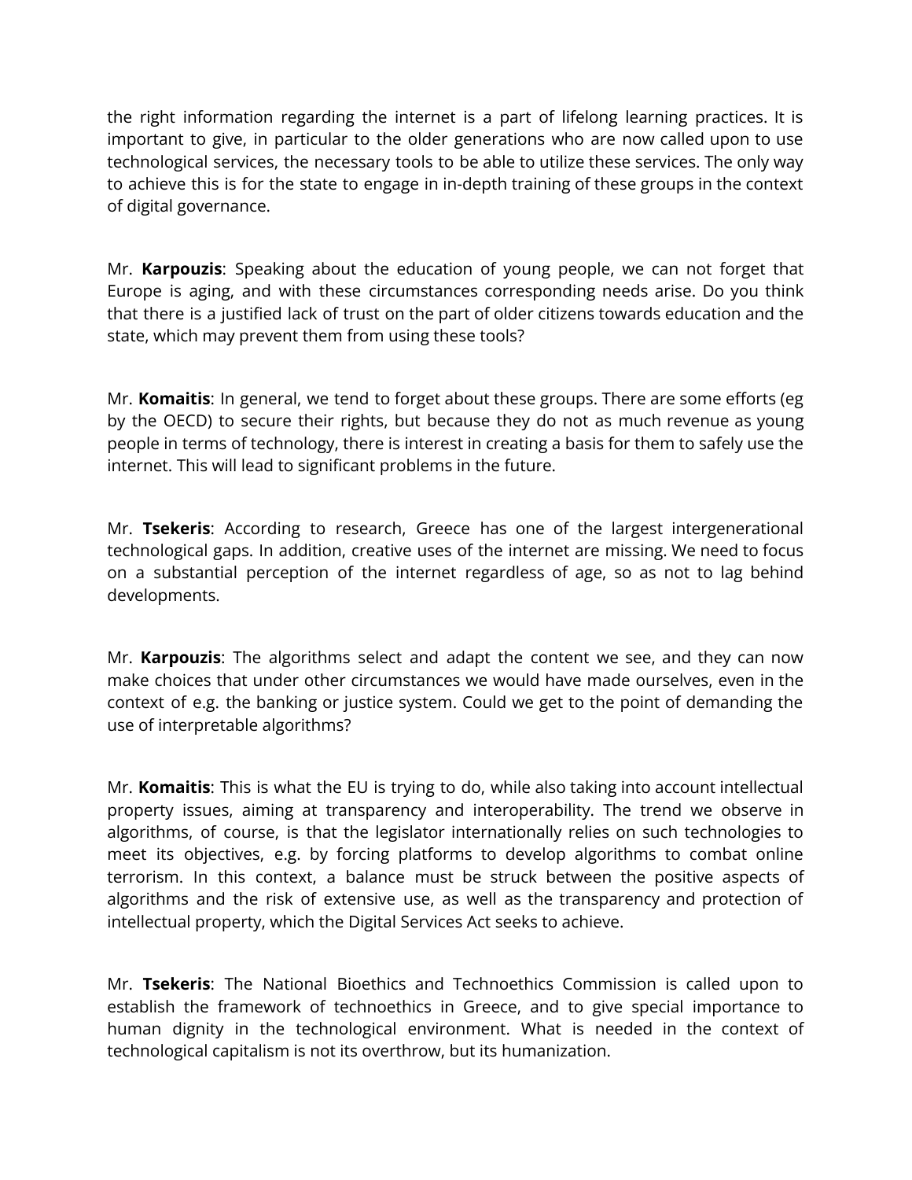the right information regarding the internet is a part of lifelong learning practices. It is important to give, in particular to the older generations who are now called upon to use technological services, the necessary tools to be able to utilize these services. The only way to achieve this is for the state to engage in in-depth training of these groups in the context of digital governance.

Mr. **Karpouzis**: Speaking about the education of young people, we can not forget that Europe is aging, and with these circumstances corresponding needs arise. Do you think that there is a justified lack of trust on the part of older citizens towards education and the state, which may prevent them from using these tools?

Mr. **Komaitis**: In general, we tend to forget about these groups. There are some efforts (eg by the OECD) to secure their rights, but because they do not as much revenue as young people in terms of technology, there is interest in creating a basis for them to safely use the internet. This will lead to significant problems in the future.

Mr. **Tsekeris**: According to research, Greece has one of the largest intergenerational technological gaps. In addition, creative uses of the internet are missing. We need to focus on a substantial perception of the internet regardless of age, so as not to lag behind developments.

Mr. **Karpouzis**: The algorithms select and adapt the content we see, and they can now make choices that under other circumstances we would have made ourselves, even in the context of e.g. the banking or justice system. Could we get to the point of demanding the use of interpretable algorithms?

Mr. **Komaitis**: This is what the EU is trying to do, while also taking into account intellectual property issues, aiming at transparency and interoperability. The trend we observe in algorithms, of course, is that the legislator internationally relies on such technologies to meet its objectives, e.g. by forcing platforms to develop algorithms to combat online terrorism. In this context, a balance must be struck between the positive aspects of algorithms and the risk of extensive use, as well as the transparency and protection of intellectual property, which the Digital Services Act seeks to achieve.

Mr. **Tsekeris**: The National Bioethics and Technoethics Commission is called upon to establish the framework of technoethics in Greece, and to give special importance to human dignity in the technological environment. What is needed in the context of technological capitalism is not its overthrow, but its humanization.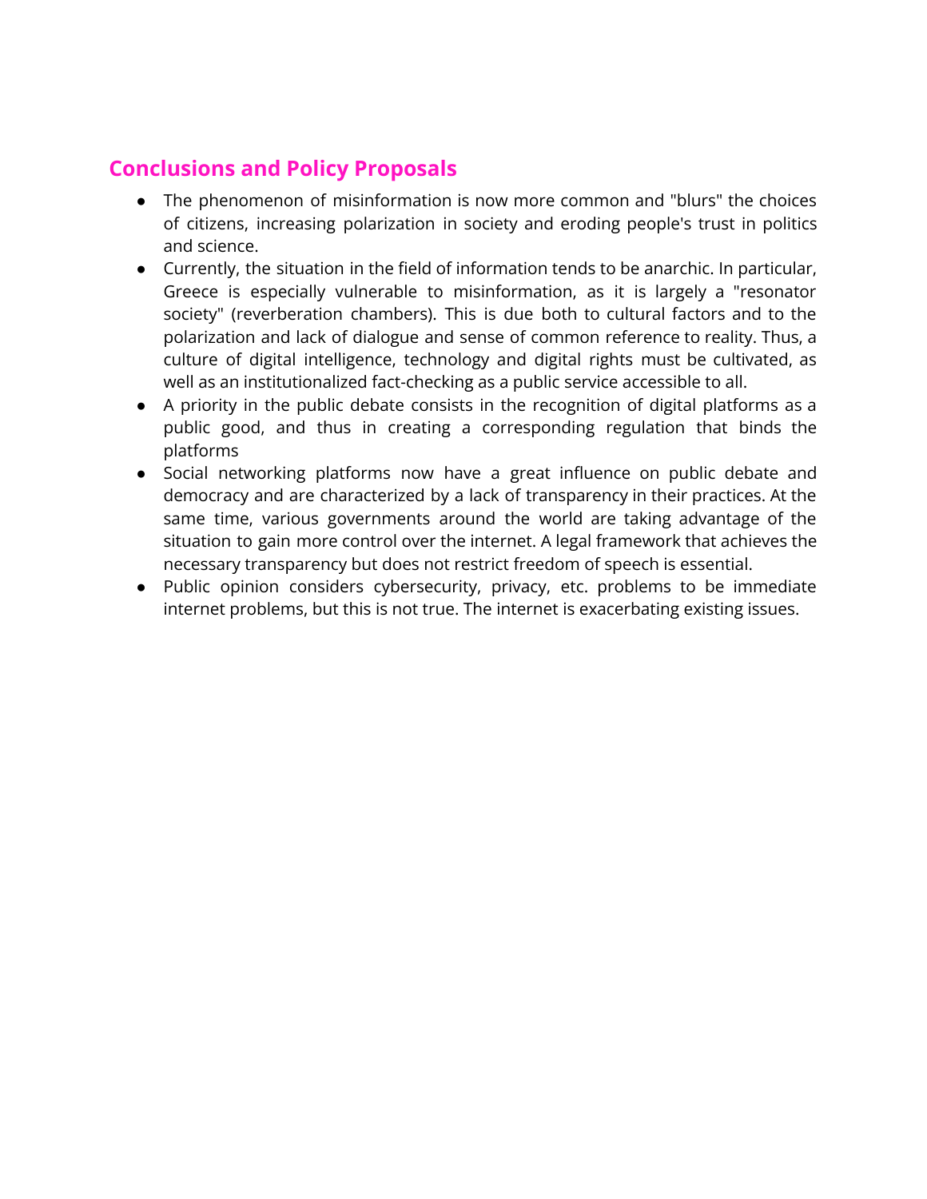## Conclusions and Policy Proposals

- The phenomenon of misinformation is now more common and "blurs" the choices of citizens, increasing polarization in society and eroding people's trust in politics and science.
- Currently, the situation in the field of information tends to be anarchic. In particular, Greece is especially vulnerable to misinformation, as it is largely a "resonator society" (reverberation chambers). This is due both to cultural factors and to the polarization and lack of dialogue and sense of common reference to reality. Thus, a culture of digital intelligence, technology and digital rights must be cultivated, as well as an institutionalized fact-checking as a public service accessible to all.
- A priority in the public debate consists in the recognition of digital platforms as a public good, and thus in creating a corresponding regulation that binds the platforms
- Social networking platforms now have a great influence on public debate and democracy and are characterized by a lack of transparency in their practices. At the same time, various governments around the world are taking advantage of the situation to gain more control over the internet. A legal framework that achieves the necessary transparency but does not restrict freedom of speech is essential.
- Public opinion considers cybersecurity, privacy, etc. problems to be immediate internet problems, but this is not true. The internet is exacerbating existing issues.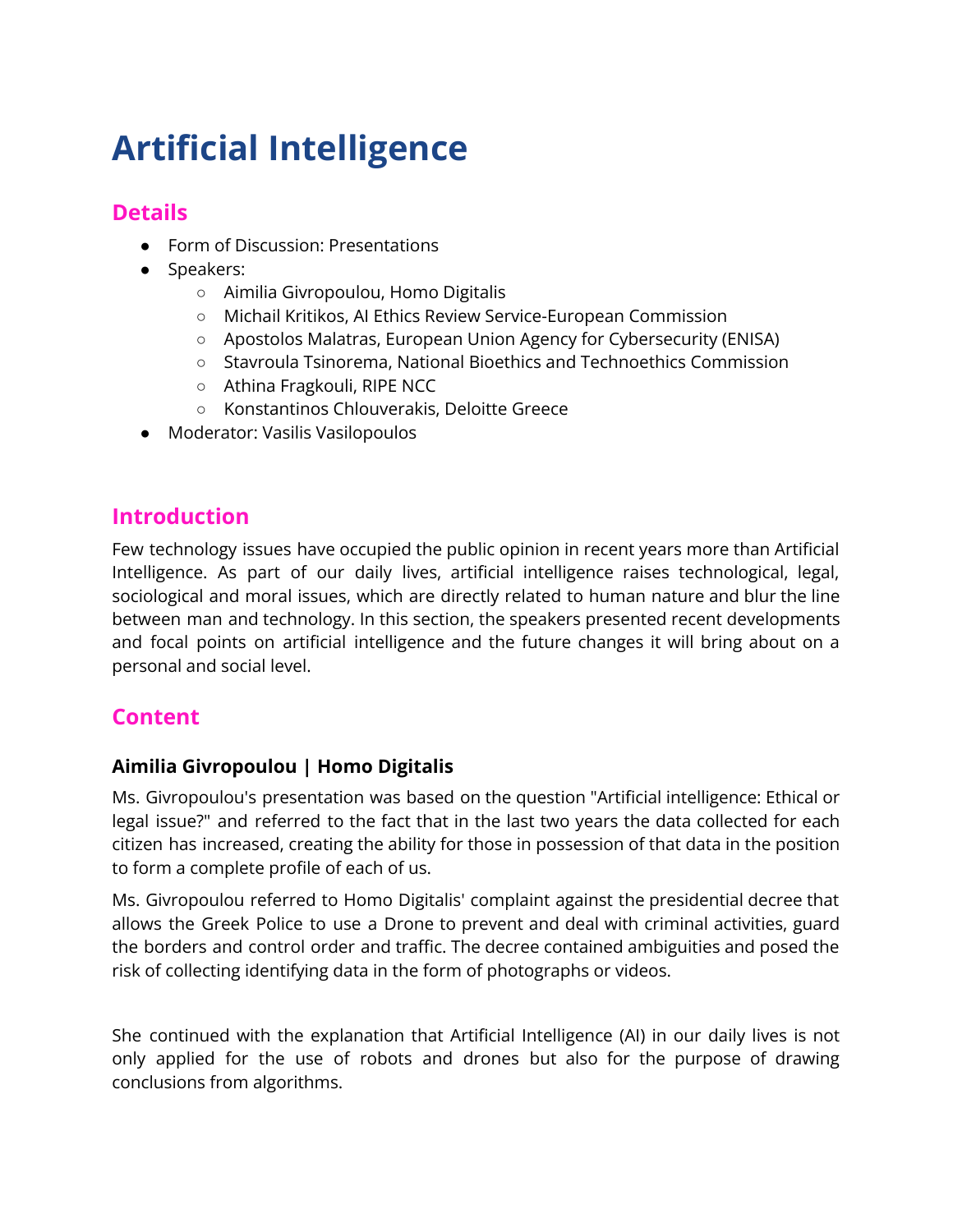# Artificial Intelligence

## Details

- Form of Discussion: Presentations
- Speakers:
  - Aimilia Givropoulou, Homo Digitalis
  - Michail Kritikos, AI Ethics Review Service-European Commission
  - Apostolos Malatras, European Union Agency for Cybersecurity (ENISA)
  - Stavroula Tsinorema, National Bioethics and Technoethics Commission
  - Athina Fragkouli, RIPE NCC
  - Konstantinos Chlouverakis, Deloitte Greece
- Moderator: Vasilis Vasilopoulos

## Introduction

Few technology issues have occupied the public opinion in recent years more than Artificial Intelligence. As part of our daily lives, artificial intelligence raises technological, legal, sociological and moral issues, which are directly related to human nature and blur the line between man and technology. In this section, the speakers presented recent developments and focal points on artificial intelligence and the future changes it will bring about on a personal and social level.

## Content

### Aimilia Givropoulou | Homo Digitalis

Ms. Givropoulou's presentation was based on the question "Artificial intelligence: Ethical or legal issue?" and referred to the fact that in the last two years the data collected for each citizen has increased, creating the ability for those in possession of that data in the position to form a complete profile of each of us.

Ms. Givropoulou referred to Homo Digitalis' complaint against the presidential decree that allows the Greek Police to use a Drone to prevent and deal with criminal activities, guard the borders and control order and traffic. The decree contained ambiguities and posed the risk of collecting identifying data in the form of photographs or videos.

She continued with the explanation that Artificial Intelligence (AI) in our daily lives is not only applied for the use of robots and drones but also for the purpose of drawing conclusions from algorithms.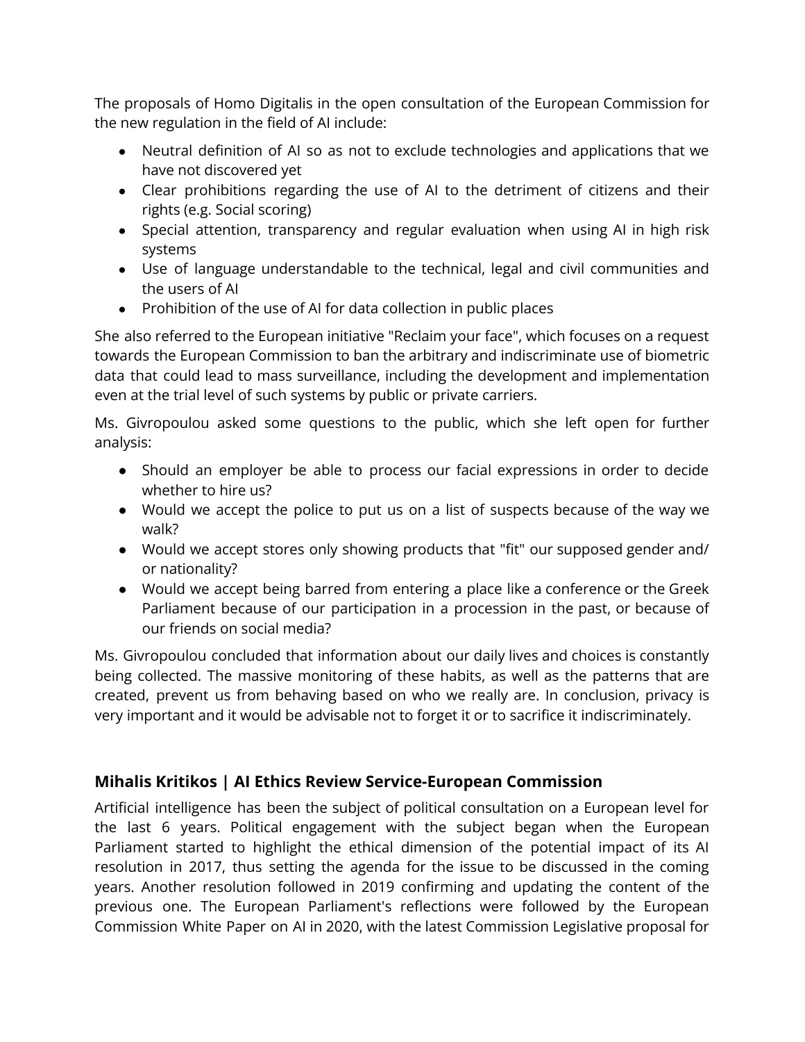The proposals of Homo Digitalis in the open consultation of the European Commission for the new regulation in the field of AI include:

- Neutral definition of AI so as not to exclude technologies and applications that we have not discovered yet
- Clear prohibitions regarding the use of AI to the detriment of citizens and their rights (e.g. Social scoring)
- Special attention, transparency and regular evaluation when using AI in high risk systems
- Use of language understandable to the technical, legal and civil communities and the users of AI
- Prohibition of the use of AI for data collection in public places

She also referred to the European initiative "Reclaim your face", which focuses on a request towards the European Commission to ban the arbitrary and indiscriminate use of biometric data that could lead to mass surveillance, including the development and implementation even at the trial level of such systems by public or private carriers.

Ms. Givropoulou asked some questions to the public, which she left open for further analysis:

- Should an employer be able to process our facial expressions in order to decide whether to hire us?
- Would we accept the police to put us on a list of suspects because of the way we walk?
- Would we accept stores only showing products that "fit" our supposed gender and/ or nationality?
- Would we accept being barred from entering a place like a conference or the Greek Parliament because of our participation in a procession in the past, or because of our friends on social media?

Ms. Givropoulou concluded that information about our daily lives and choices is constantly being collected. The massive monitoring of these habits, as well as the patterns that are created, prevent us from behaving based on who we really are. In conclusion, privacy is very important and it would be advisable not to forget it or to sacrifice it indiscriminately.

### Mihalis Kritikos | AI Ethics Review Service-European Commission

Artificial intelligence has been the subject of political consultation on a European level for the last 6 years. Political engagement with the subject began when the European Parliament started to highlight the ethical dimension of the potential impact of its AI resolution in 2017, thus setting the agenda for the issue to be discussed in the coming years. Another resolution followed in 2019 confirming and updating the content of the previous one. The European Parliament's reflections were followed by the European Commission White Paper on AI in 2020, with the latest Commission Legislative proposal for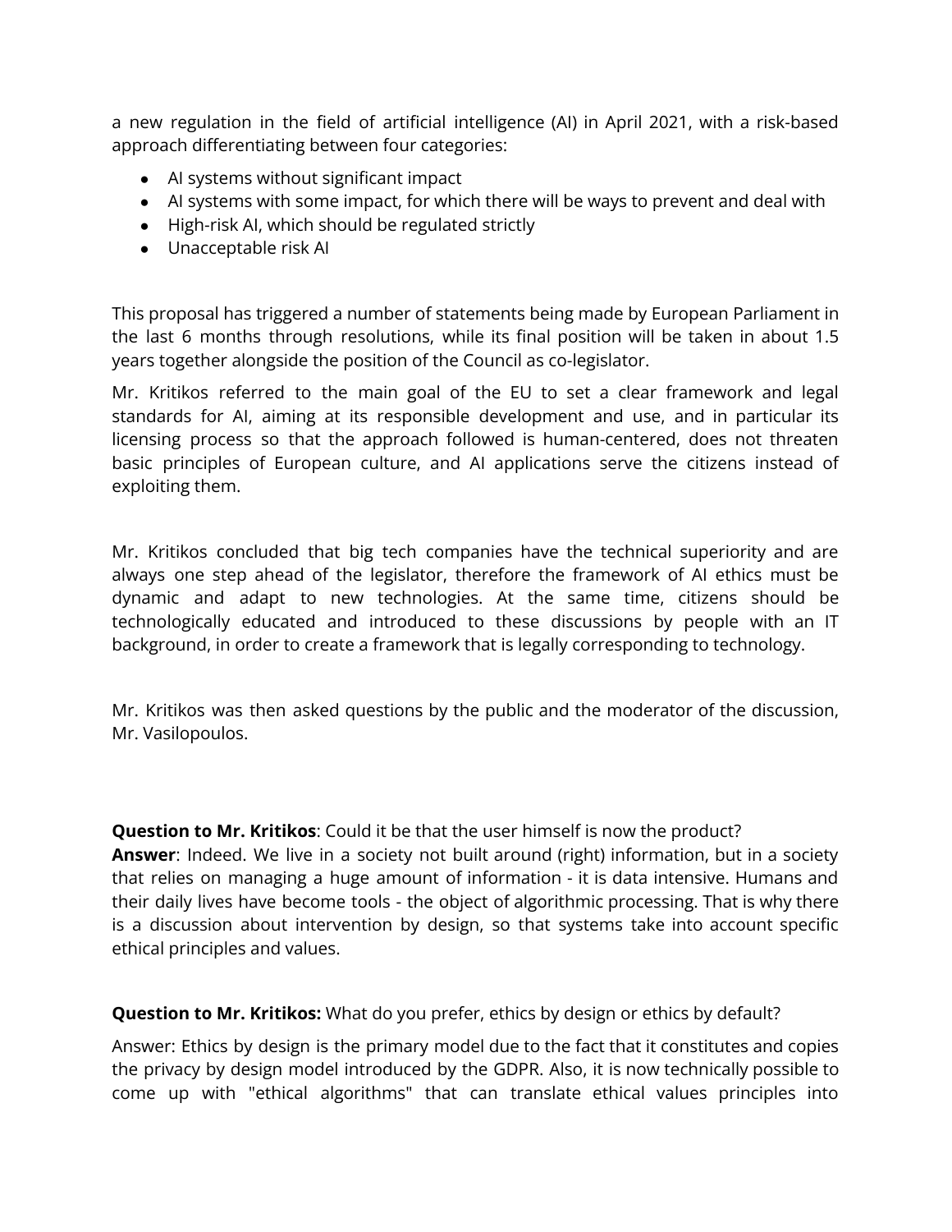a new regulation in the field of artificial intelligence (AI) in April 2021, with a risk-based approach differentiating between four categories:

- AI systems without significant impact
- AI systems with some impact, for which there will be ways to prevent and deal with
- High-risk AI, which should be regulated strictly
- Unacceptable risk AI

This proposal has triggered a number of statements being made by European Parliament in the last 6 months through resolutions, while its final position will be taken in about 1.5 years together alongside the position of the Council as co-legislator.

Mr. Kritikos referred to the main goal of the EU to set a clear framework and legal standards for AI, aiming at its responsible development and use, and in particular its licensing process so that the approach followed is human-centered, does not threaten basic principles of European culture, and AI applications serve the citizens instead of exploiting them.

Mr. Kritikos concluded that big tech companies have the technical superiority and are always one step ahead of the legislator, therefore the framework of AI ethics must be dynamic and adapt to new technologies. At the same time, citizens should be technologically educated and introduced to these discussions by people with an IT background, in order to create a framework that is legally corresponding to technology.

Mr. Kritikos was then asked questions by the public and the moderator of the discussion, Mr. Vasilopoulos.

**Question to Mr. Kritikos**: Could it be that the user himself is now the product?
**Answer**: Indeed. We live in a society not built around (right) information, but in a society that relies on managing a huge amount of information - it is data intensive. Humans and their daily lives have become tools - the object of algorithmic processing. That is why there is a discussion about intervention by design, so that systems take into account specific ethical principles and values.

**Question to Mr. Kritikos:** What do you prefer, ethics by design or ethics by default?

Answer: Ethics by design is the primary model due to the fact that it constitutes and copies the privacy by design model introduced by the GDPR. Also, it is now technically possible to come up with "ethical algorithms" that can translate ethical values principles into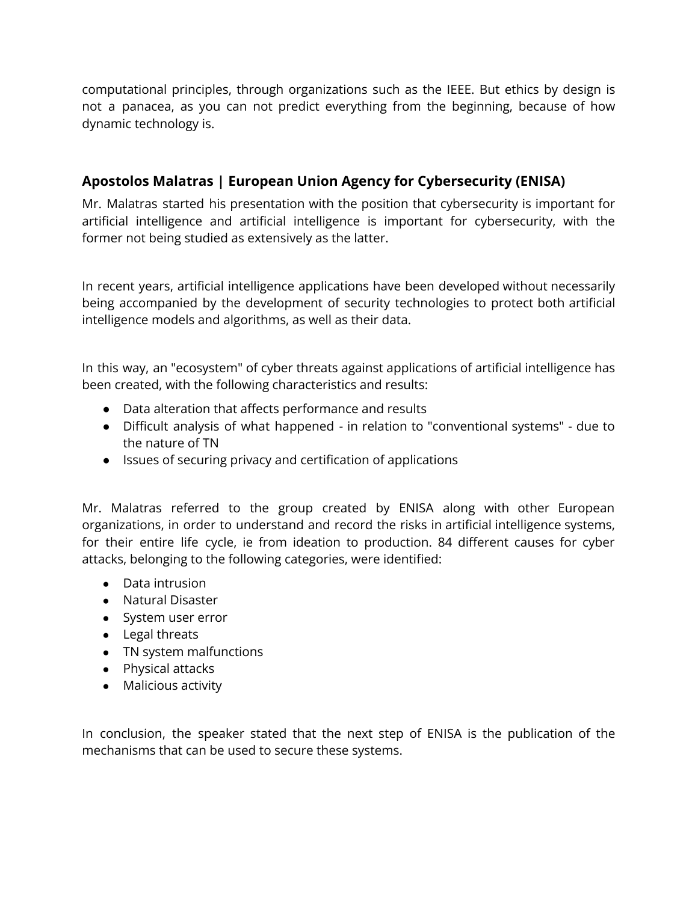computational principles, through organizations such as the IEEE. But ethics by design is not a panacea, as you can not predict everything from the beginning, because of how dynamic technology is.

### Apostolos Malatras | European Union Agency for Cybersecurity (ENISA)

Mr. Malatras started his presentation with the position that cybersecurity is important for artificial intelligence and artificial intelligence is important for cybersecurity, with the former not being studied as extensively as the latter.

In recent years, artificial intelligence applications have been developed without necessarily being accompanied by the development of security technologies to protect both artificial intelligence models and algorithms, as well as their data.

In this way, an "ecosystem" of cyber threats against applications of artificial intelligence has been created, with the following characteristics and results:

- Data alteration that affects performance and results
- Difficult analysis of what happened - in relation to "conventional systems" - due to the nature of TN
- Issues of securing privacy and certification of applications

Mr. Malatras referred to the group created by ENISA along with other European organizations, in order to understand and record the risks in artificial intelligence systems, for their entire life cycle, ie from ideation to production. 84 different causes for cyber attacks, belonging to the following categories, were identified:

- Data intrusion
- Natural Disaster
- System user error
- Legal threats
- TN system malfunctions
- Physical attacks
- Malicious activity

In conclusion, the speaker stated that the next step of ENISA is the publication of the mechanisms that can be used to secure these systems.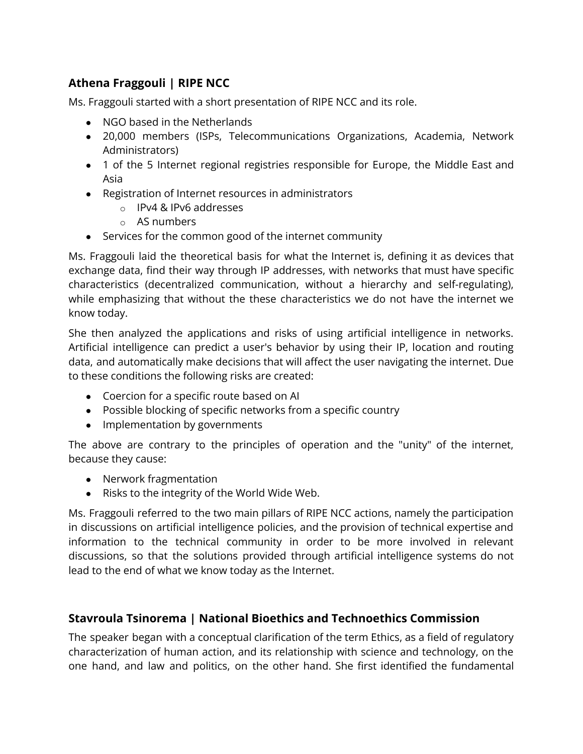### Athena Fraggouli | RIPE NCC

Ms. Fraggouli started with a short presentation of RIPE NCC and its role.

- NGO based in the Netherlands
- 20,000 members (ISPs, Telecommunications Organizations, Academia, Network Administrators)
- 1 of the 5 Internet regional registries responsible for Europe, the Middle East and Asia
- Registration of Internet resources in administrators
    - IPv4 & IPv6 addresses
    - AS numbers
- Services for the common good of the internet community

Ms. Fraggouli laid the theoretical basis for what the Internet is, defining it as devices that exchange data, find their way through IP addresses, with networks that must have specific characteristics (decentralized communication, without a hierarchy and self-regulating), while emphasizing that without the these characteristics we do not have the internet we know today.

She then analyzed the applications and risks of using artificial intelligence in networks. Artificial intelligence can predict a user's behavior by using their IP, location and routing data, and automatically make decisions that will affect the user navigating the internet. Due to these conditions the following risks are created:

- Coercion for a specific route based on AI
- Possible blocking of specific networks from a specific country
- Implementation by governments

The above are contrary to the principles of operation and the "unity" of the internet, because they cause:

- Nerwork fragmentation
- Risks to the integrity of the World Wide Web.

Ms. Fraggouli referred to the two main pillars of RIPE NCC actions, namely the participation in discussions on artificial intelligence policies, and the provision of technical expertise and information to the technical community in order to be more involved in relevant discussions, so that the solutions provided through artificial intelligence systems do not lead to the end of what we know today as the Internet.

### Stavroula Tsinorema | National Bioethics and Technoethics Commission

The speaker began with a conceptual clarification of the term Ethics, as a field of regulatory characterization of human action, and its relationship with science and technology, on the one hand, and law and politics, on the other hand. She first identified the fundamental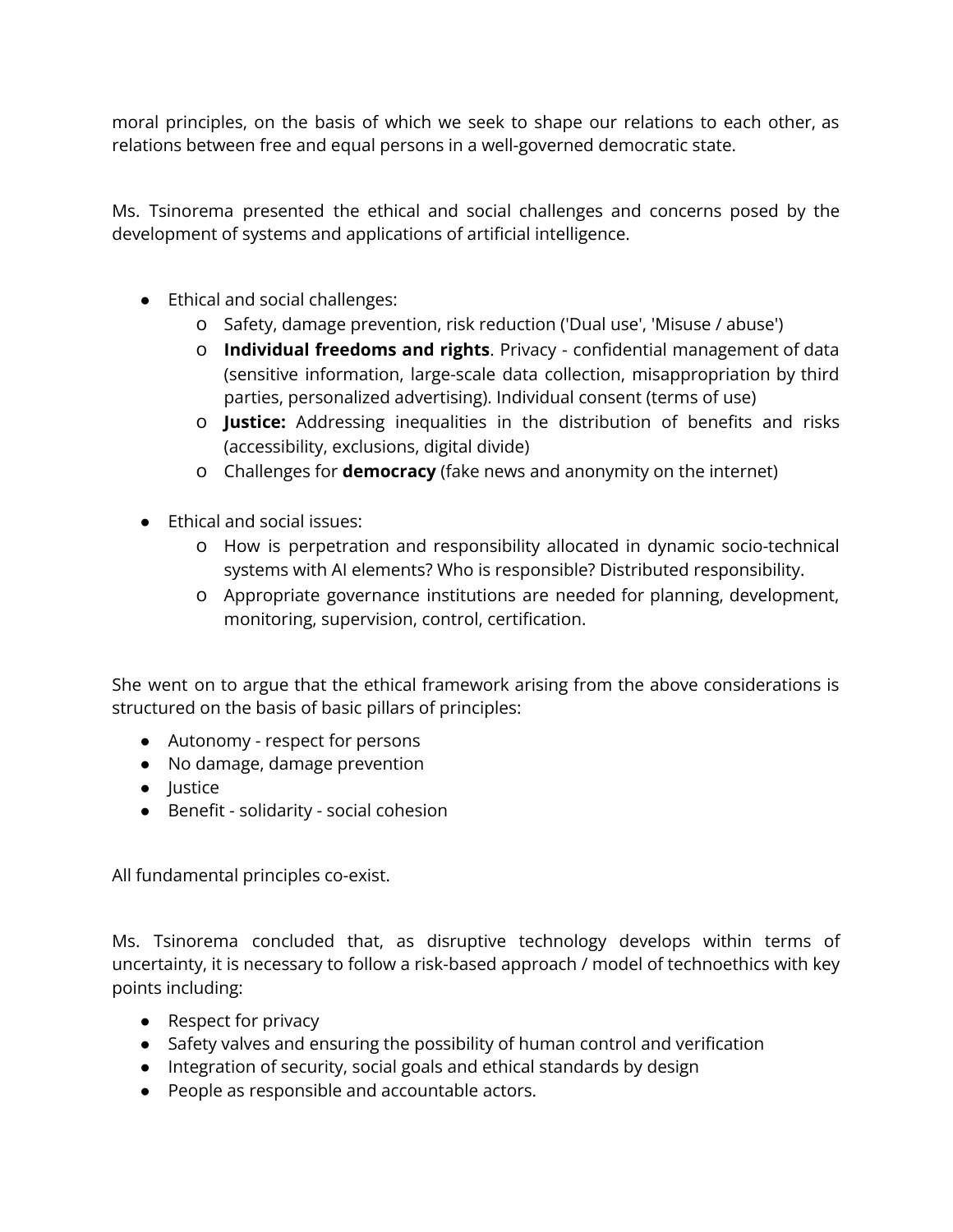moral principles, on the basis of which we seek to shape our relations to each other, as relations between free and equal persons in a well-governed democratic state.

Ms. Tsinorema presented the ethical and social challenges and concerns posed by the development of systems and applications of artificial intelligence.

- Ethical and social challenges:
  - Safety, damage prevention, risk reduction ('Dual use', 'Misuse / abuse')
  - **Individual freedoms and rights**. Privacy - confidential management of data (sensitive information, large-scale data collection, misappropriation by third parties, personalized advertising). Individual consent (terms of use)
  - **Justice:** Addressing inequalities in the distribution of benefits and risks (accessibility, exclusions, digital divide)
  - Challenges for **democracy** (fake news and anonymity on the internet)

- Ethical and social issues:
  - How is perpetration and responsibility allocated in dynamic socio-technical systems with AI elements? Who is responsible? Distributed responsibility.
  - Appropriate governance institutions are needed for planning, development, monitoring, supervision, control, certification.

She went on to argue that the ethical framework arising from the above considerations is structured on the basis of basic pillars of principles:

- Autonomy - respect for persons
- No damage, damage prevention
- Justice
- Benefit - solidarity - social cohesion

All fundamental principles co-exist.

Ms. Tsinorema concluded that, as disruptive technology develops within terms of uncertainty, it is necessary to follow a risk-based approach / model of technoethics with key points including:

- Respect for privacy
- Safety valves and ensuring the possibility of human control and verification
- Integration of security, social goals and ethical standards by design
- People as responsible and accountable actors.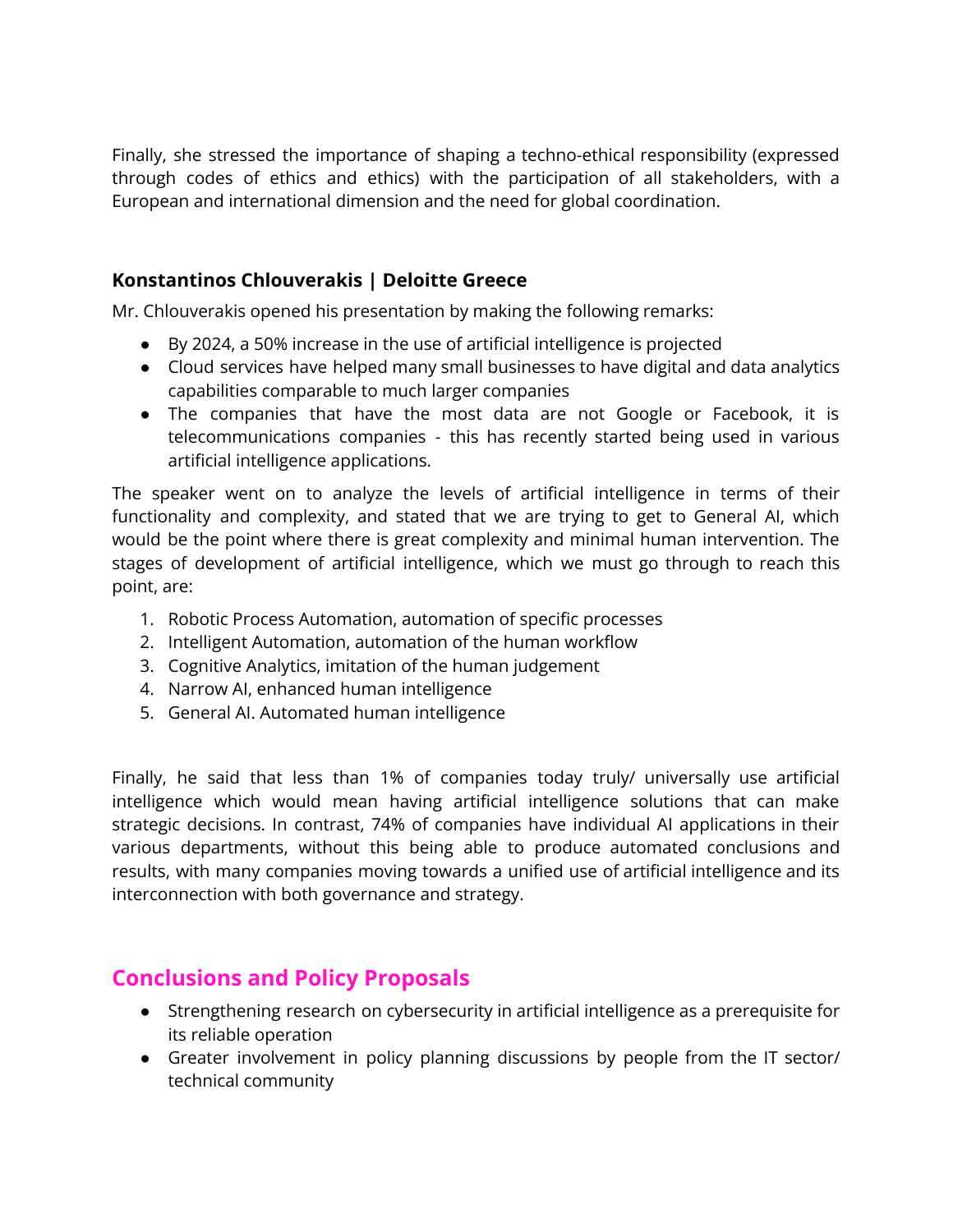Finally, she stressed the importance of shaping a techno-ethical responsibility (expressed through codes of ethics and ethics) with the participation of all stakeholders, with a European and international dimension and the need for global coordination.

### Konstantinos Chlouverakis | Deloitte Greece

Mr. Chlouverakis opened his presentation by making the following remarks:

- By 2024, a 50% increase in the use of artificial intelligence is projected
- Cloud services have helped many small businesses to have digital and data analytics capabilities comparable to much larger companies
- The companies that have the most data are not Google or Facebook, it is telecommunications companies - this has recently started being used in various artificial intelligence applications.

The speaker went on to analyze the levels of artificial intelligence in terms of their functionality and complexity, and stated that we are trying to get to General AI, which would be the point where there is great complexity and minimal human intervention. The stages of development of artificial intelligence, which we must go through to reach this point, are:

1. Robotic Process Automation, automation of specific processes
2. Intelligent Automation, automation of the human workflow
3. Cognitive Analytics, imitation of the human judgement
4. Narrow AI, enhanced human intelligence
5. General AI. Automated human intelligence

Finally, he said that less than 1% of companies today truly/ universally use artificial intelligence which would mean having artificial intelligence solutions that can make strategic decisions. In contrast, 74% of companies have individual AI applications in their various departments, without this being able to produce automated conclusions and results, with many companies moving towards a unified use of artificial intelligence and its interconnection with both governance and strategy.

## Conclusions and Policy Proposals

- Strengthening research on cybersecurity in artificial intelligence as a prerequisite for its reliable operation
- Greater involvement in policy planning discussions by people from the IT sector/ technical community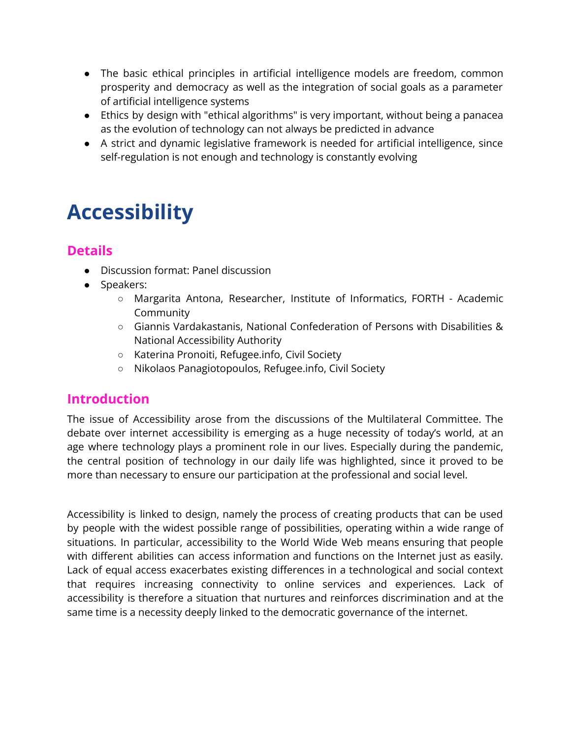- The basic ethical principles in artificial intelligence models are freedom, common prosperity and democracy as well as the integration of social goals as a parameter of artificial intelligence systems
- Ethics by design with "ethical algorithms" is very important, without being a panacea as the evolution of technology can not always be predicted in advance
- A strict and dynamic legislative framework is needed for artificial intelligence, since self-regulation is not enough and technology is constantly evolving

# Accessibility

## Details

- Discussion format: Panel discussion
- Speakers:
  - Margarita Antona, Researcher, Institute of Informatics, FORTH - Academic Community
  - Giannis Vardakastanis, National Confederation of Persons with Disabilities & National Accessibility Authority
  - Katerina Pronoiti, Refugee.info, Civil Society
  - Nikolaos Panagiotopoulos, Refugee.info, Civil Society

## Introduction

The issue of Accessibility arose from the discussions of the Multilateral Committee. The debate over internet accessibility is emerging as a huge necessity of today's world, at an age where technology plays a prominent role in our lives. Especially during the pandemic, the central position of technology in our daily life was highlighted, since it proved to be more than necessary to ensure our participation at the professional and social level.

Accessibility is linked to design, namely the process of creating products that can be used by people with the widest possible range of possibilities, operating within a wide range of situations. In particular, accessibility to the World Wide Web means ensuring that people with different abilities can access information and functions on the Internet just as easily. Lack of equal access exacerbates existing differences in a technological and social context that requires increasing connectivity to online services and experiences. Lack of accessibility is therefore a situation that nurtures and reinforces discrimination and at the same time is a necessity deeply linked to the democratic governance of the internet.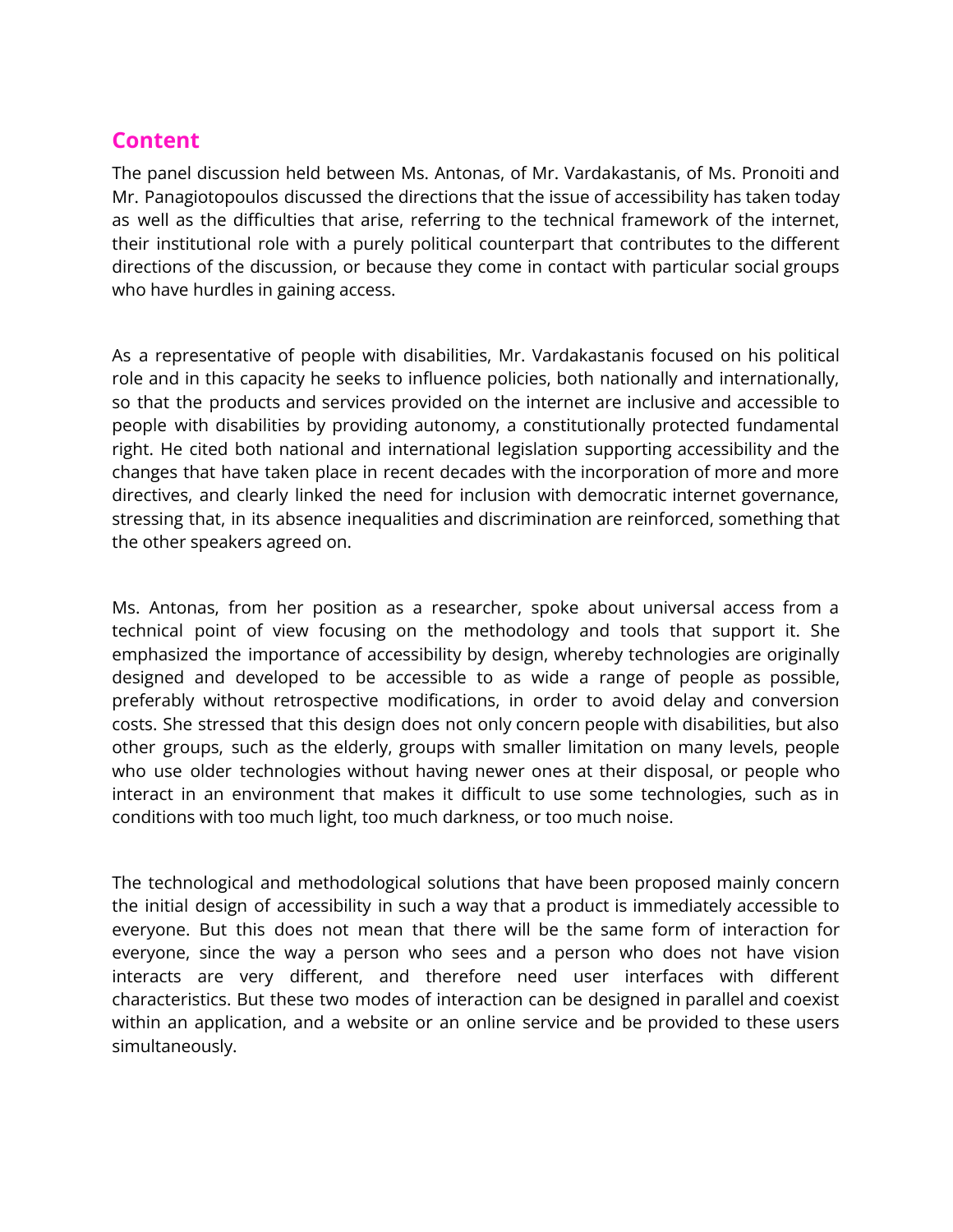## Content

The panel discussion held between Ms. Antonas, of Mr. Vardakastanis, of Ms. Pronoiti and Mr. Panagiotopoulos discussed the directions that the issue of accessibility has taken today as well as the difficulties that arise, referring to the technical framework of the internet, their institutional role with a purely political counterpart that contributes to the different directions of the discussion, or because they come in contact with particular social groups who have hurdles in gaining access.

As a representative of people with disabilities, Mr. Vardakastanis focused on his political role and in this capacity he seeks to influence policies, both nationally and internationally, so that the products and services provided on the internet are inclusive and accessible to people with disabilities by providing autonomy, a constitutionally protected fundamental right. He cited both national and international legislation supporting accessibility and the changes that have taken place in recent decades with the incorporation of more and more directives, and clearly linked the need for inclusion with democratic internet governance, stressing that, in its absence inequalities and discrimination are reinforced, something that the other speakers agreed on.

Ms. Antonas, from her position as a researcher, spoke about universal access from a technical point of view focusing on the methodology and tools that support it. She emphasized the importance of accessibility by design, whereby technologies are originally designed and developed to be accessible to as wide a range of people as possible, preferably without retrospective modifications, in order to avoid delay and conversion costs. She stressed that this design does not only concern people with disabilities, but also other groups, such as the elderly, groups with smaller limitation on many levels, people who use older technologies without having newer ones at their disposal, or people who interact in an environment that makes it difficult to use some technologies, such as in conditions with too much light, too much darkness, or too much noise.

The technological and methodological solutions that have been proposed mainly concern the initial design of accessibility in such a way that a product is immediately accessible to everyone. But this does not mean that there will be the same form of interaction for everyone, since the way a person who sees and a person who does not have vision interacts are very different, and therefore need user interfaces with different characteristics. But these two modes of interaction can be designed in parallel and coexist within an application, and a website or an online service and be provided to these users simultaneously.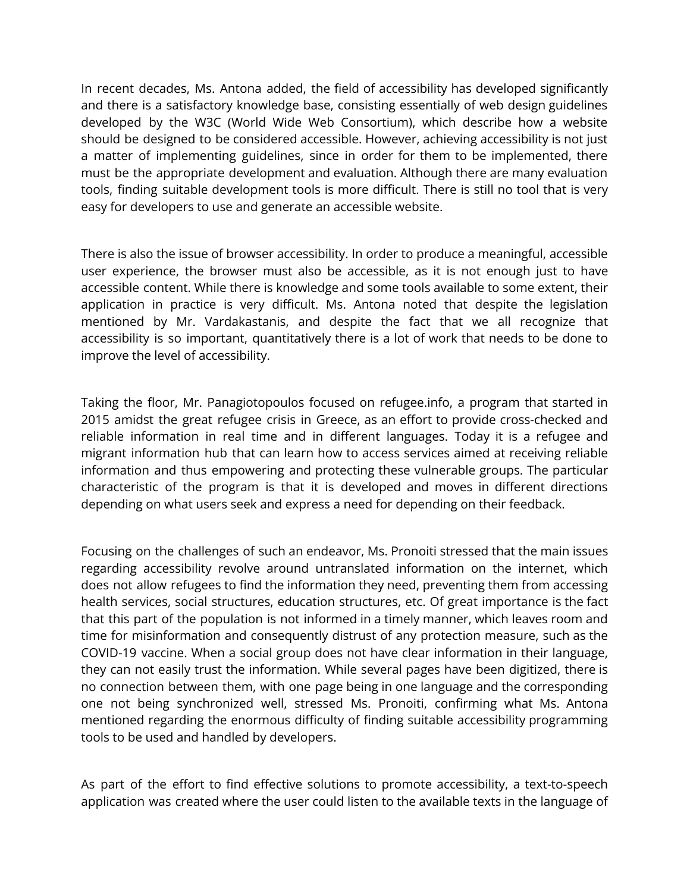In recent decades, Ms. Antona added, the field of accessibility has developed significantly and there is a satisfactory knowledge base, consisting essentially of web design guidelines developed by the W3C (World Wide Web Consortium), which describe how a website should be designed to be considered accessible. However, achieving accessibility is not just a matter of implementing guidelines, since in order for them to be implemented, there must be the appropriate development and evaluation. Although there are many evaluation tools, finding suitable development tools is more difficult. There is still no tool that is very easy for developers to use and generate an accessible website.

There is also the issue of browser accessibility. In order to produce a meaningful, accessible user experience, the browser must also be accessible, as it is not enough just to have accessible content. While there is knowledge and some tools available to some extent, their application in practice is very difficult. Ms. Antona noted that despite the legislation mentioned by Mr. Vardakastanis, and despite the fact that we all recognize that accessibility is so important, quantitatively there is a lot of work that needs to be done to improve the level of accessibility.

Taking the floor, Mr. Panagiotopoulos focused on refugee.info, a program that started in 2015 amidst the great refugee crisis in Greece, as an effort to provide cross-checked and reliable information in real time and in different languages. Today it is a refugee and migrant information hub that can learn how to access services aimed at receiving reliable information and thus empowering and protecting these vulnerable groups. The particular characteristic of the program is that it is developed and moves in different directions depending on what users seek and express a need for depending on their feedback.

Focusing on the challenges of such an endeavor, Ms. Pronoiti stressed that the main issues regarding accessibility revolve around untranslated information on the internet, which does not allow refugees to find the information they need, preventing them from accessing health services, social structures, education structures, etc. Of great importance is the fact that this part of the population is not informed in a timely manner, which leaves room and time for misinformation and consequently distrust of any protection measure, such as the COVID-19 vaccine. When a social group does not have clear information in their language, they can not easily trust the information. While several pages have been digitized, there is no connection between them, with one page being in one language and the corresponding one not being synchronized well, stressed Ms. Pronoiti, confirming what Ms. Antona mentioned regarding the enormous difficulty of finding suitable accessibility programming tools to be used and handled by developers.

As part of the effort to find effective solutions to promote accessibility, a text-to-speech application was created where the user could listen to the available texts in the language of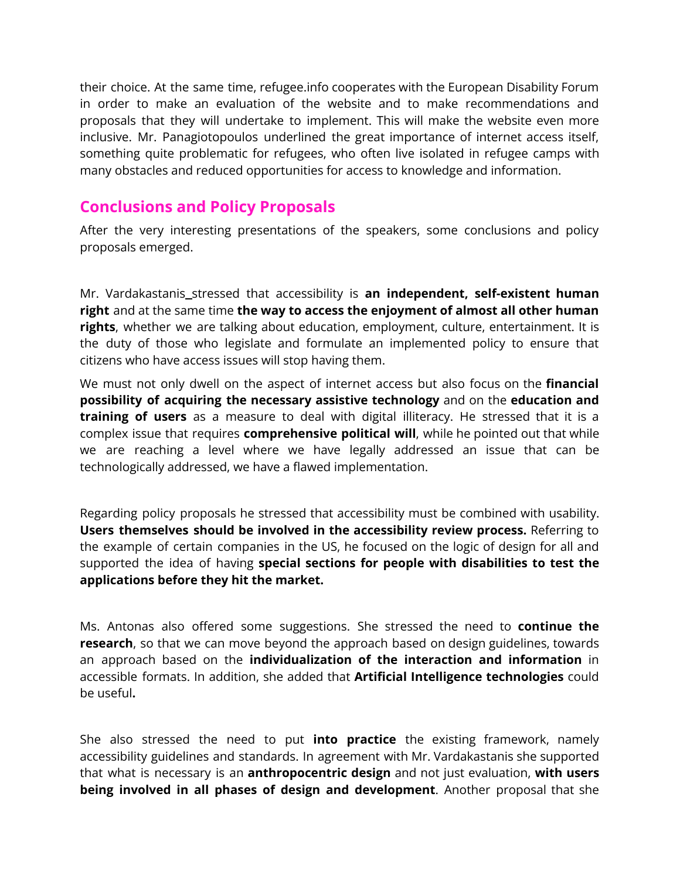their choice. At the same time, refugee.info cooperates with the European Disability Forum in order to make an evaluation of the website and to make recommendations and proposals that they will undertake to implement. This will make the website even more inclusive. Mr. Panagiotopoulos underlined the great importance of internet access itself, something quite problematic for refugees, who often live isolated in refugee camps with many obstacles and reduced opportunities for access to knowledge and information.

## Conclusions and Policy Proposals

After the very interesting presentations of the speakers, some conclusions and policy proposals emerged.

Mr. Vardakastanis stressed that accessibility is **an independent, self-existent human right** and at the same time **the way to access the enjoyment of almost all other human rights**, whether we are talking about education, employment, culture, entertainment. It is the duty of those who legislate and formulate an implemented policy to ensure that citizens who have access issues will stop having them.

We must not only dwell on the aspect of internet access but also focus on the **financial possibility of acquiring the necessary assistive technology** and on the **education and training of users** as a measure to deal with digital illiteracy. He stressed that it is a complex issue that requires **comprehensive political will**, while he pointed out that while we are reaching a level where we have legally addressed an issue that can be technologically addressed, we have a flawed implementation.

Regarding policy proposals he stressed that accessibility must be combined with usability. **Users themselves should be involved in the accessibility review process.** Referring to the example of certain companies in the US, he focused on the logic of design for all and supported the idea of having **special sections for people with disabilities to test the applications before they hit the market.**

Ms. Antonas also offered some suggestions. She stressed the need to **continue the research**, so that we can move beyond the approach based on design guidelines, towards an approach based on the **individualization of the interaction and information** in accessible formats. In addition, she added that **Artificial Intelligence technologies** could be useful**.**

She also stressed the need to put **into practice** the existing framework, namely accessibility guidelines and standards. In agreement with Mr. Vardakastanis she supported that what is necessary is an **anthropocentric design** and not just evaluation, **with users being involved in all phases of design and development**. Another proposal that she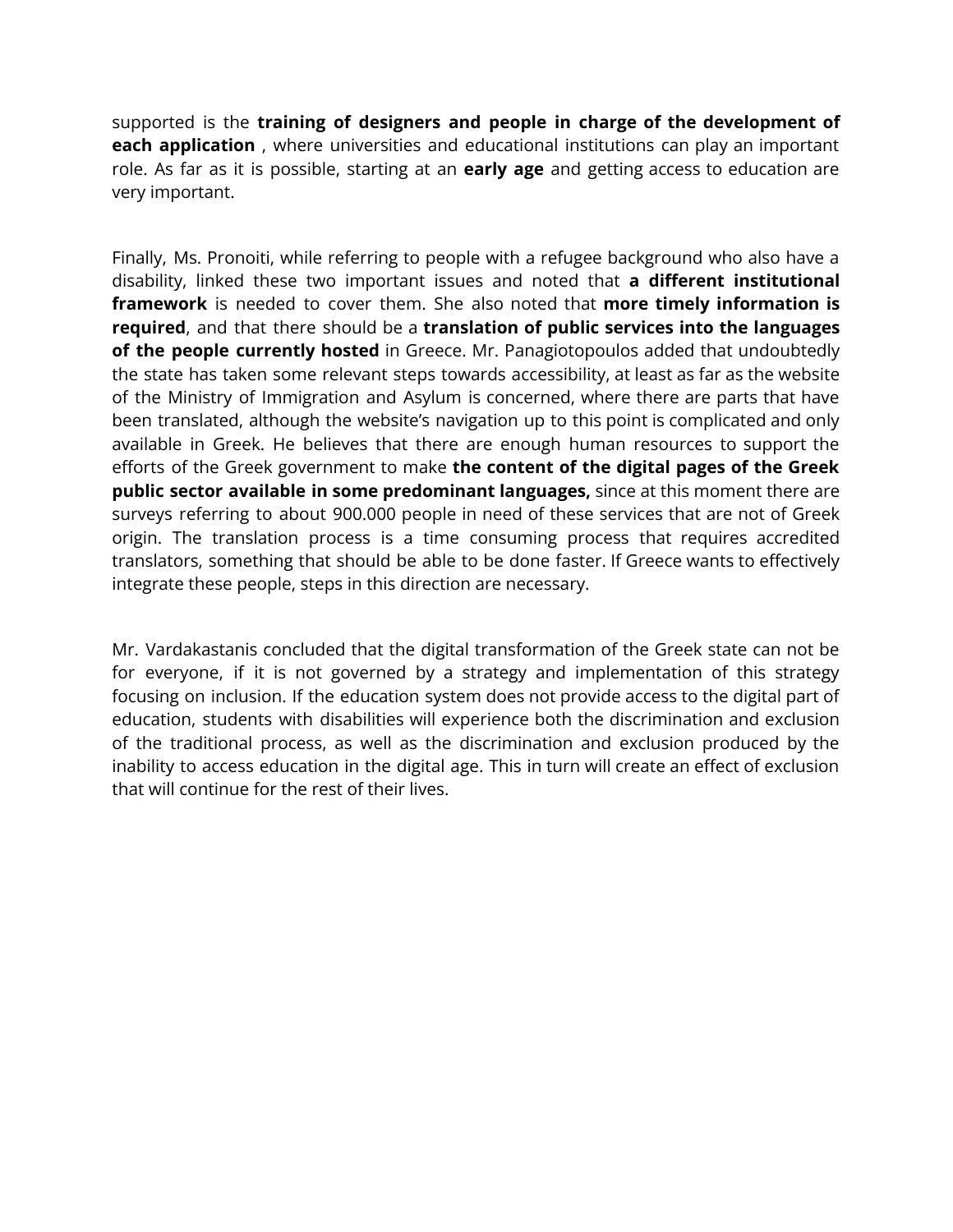supported is the **training of designers and people in charge of the development of each application** , where universities and educational institutions can play an important role. As far as it is possible, starting at an **early age** and getting access to education are very important.

Finally, Ms. Pronoiti, while referring to people with a refugee background who also have a disability, linked these two important issues and noted that **a different institutional framework** is needed to cover them. She also noted that **more timely information is required**, and that there should be a **translation of public services into the languages of the people currently hosted** in Greece. Mr. Panagiotopoulos added that undoubtedly the state has taken some relevant steps towards accessibility, at least as far as the website of the Ministry of Immigration and Asylum is concerned, where there are parts that have been translated, although the website's navigation up to this point is complicated and only available in Greek. He believes that there are enough human resources to support the efforts of the Greek government to make **the content of the digital pages of the Greek public sector available in some predominant languages,** since at this moment there are surveys referring to about 900.000 people in need of these services that are not of Greek origin. The translation process is a time consuming process that requires accredited translators, something that should be able to be done faster. If Greece wants to effectively integrate these people, steps in this direction are necessary.

Mr. Vardakastanis concluded that the digital transformation of the Greek state can not be for everyone, if it is not governed by a strategy and implementation of this strategy focusing on inclusion. If the education system does not provide access to the digital part of education, students with disabilities will experience both the discrimination and exclusion of the traditional process, as well as the discrimination and exclusion produced by the inability to access education in the digital age. This in turn will create an effect of exclusion that will continue for the rest of their lives.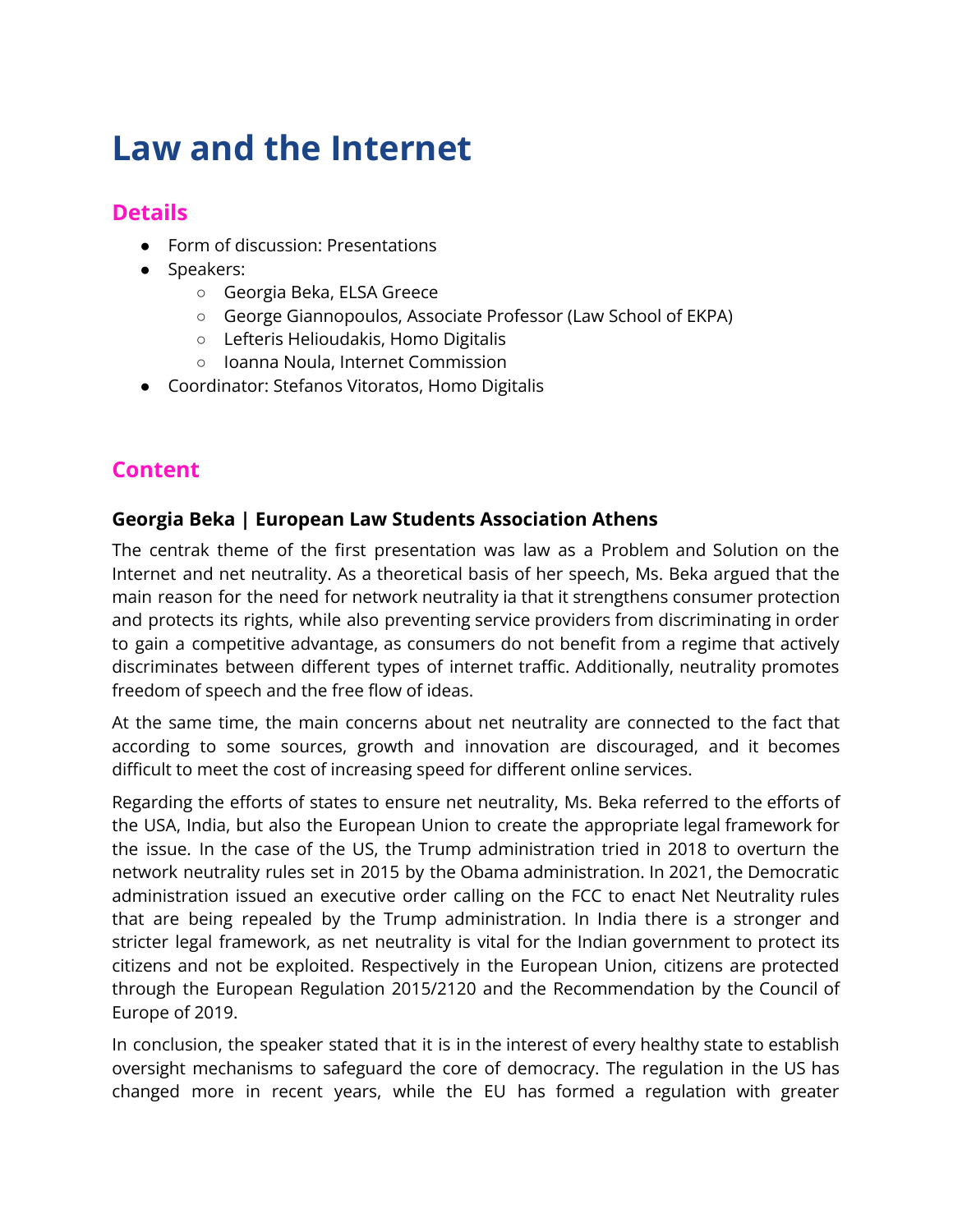# Law and the Internet

## Details

- Form of discussion: Presentations
- Speakers:
  - Georgia Beka, ELSA Greece
  - George Giannopoulos, Associate Professor (Law School of EKPA)
  - Lefteris Helioudakis, Homo Digitalis
  - Ioanna Noula, Internet Commission
- Coordinator: Stefanos Vitoratos, Homo Digitalis

## Content

### Georgia Beka | European Law Students Association Athens

The centrak theme of the first presentation was law as a Problem and Solution on the Internet and net neutrality. As a theoretical basis of her speech, Ms. Beka argued that the main reason for the need for network neutrality ia that it strengthens consumer protection and protects its rights, while also preventing service providers from discriminating in order to gain a competitive advantage, as consumers do not benefit from a regime that actively discriminates between different types of internet traffic. Additionally, neutrality promotes freedom of speech and the free flow of ideas.

At the same time, the main concerns about net neutrality are connected to the fact that according to some sources, growth and innovation are discouraged, and it becomes difficult to meet the cost of increasing speed for different online services.

Regarding the efforts of states to ensure net neutrality, Ms. Beka referred to the efforts of the USA, India, but also the European Union to create the appropriate legal framework for the issue. In the case of the US, the Trump administration tried in 2018 to overturn the network neutrality rules set in 2015 by the Obama administration. In 2021, the Democratic administration issued an executive order calling on the FCC to enact Net Neutrality rules that are being repealed by the Trump administration. In India there is a stronger and stricter legal framework, as net neutrality is vital for the Indian government to protect its citizens and not be exploited. Respectively in the European Union, citizens are protected through the European Regulation 2015/2120 and the Recommendation by the Council of Europe of 2019.

In conclusion, the speaker stated that it is in the interest of every healthy state to establish oversight mechanisms to safeguard the core of democracy. The regulation in the US has changed more in recent years, while the EU has formed a regulation with greater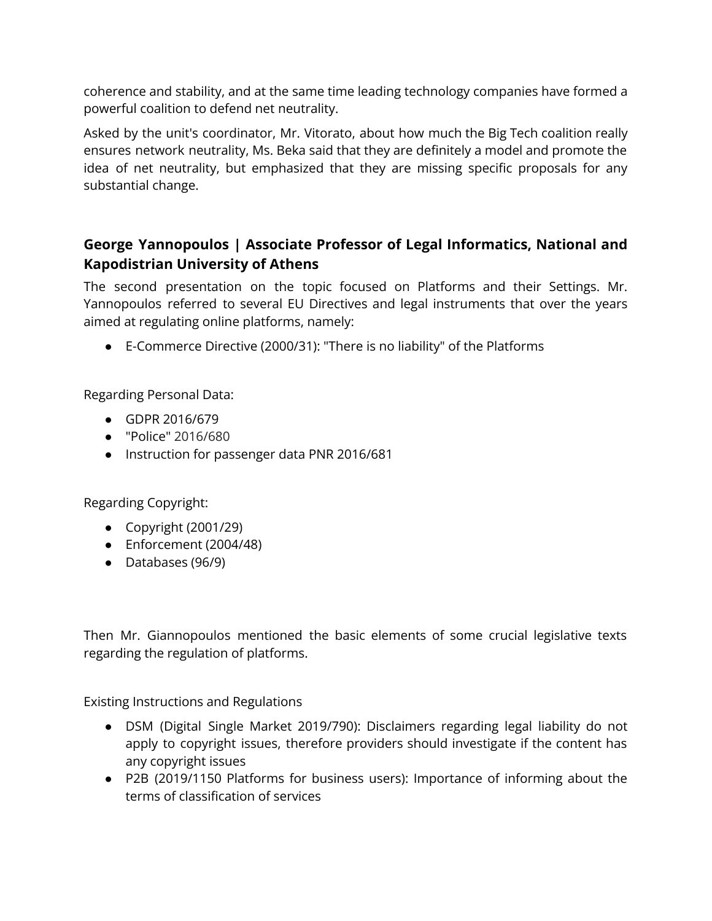coherence and stability, and at the same time leading technology companies have formed a powerful coalition to defend net neutrality.

Asked by the unit's coordinator, Mr. Vitorato, about how much the Big Tech coalition really ensures network neutrality, Ms. Beka said that they are definitely a model and promote the idea of net neutrality, but emphasized that they are missing specific proposals for any substantial change.

### George Yannopoulos | Associate Professor of Legal Informatics, National and Kapodistrian University of Athens

The second presentation on the topic focused on Platforms and their Settings. Mr. Yannopoulos referred to several EU Directives and legal instruments that over the years aimed at regulating online platforms, namely:

- E-Commerce Directive (2000/31): "There is no liability" of the Platforms

Regarding Personal Data:

- GDPR 2016/679
- "Police" 2016/680
- Instruction for passenger data PNR 2016/681

Regarding Copyright:

- Copyright (2001/29)
- Enforcement (2004/48)
- Databases (96/9)

Then Mr. Giannopoulos mentioned the basic elements of some crucial legislative texts regarding the regulation of platforms.

Existing Instructions and Regulations

- DSM (Digital Single Market 2019/790): Disclaimers regarding legal liability do not apply to copyright issues, therefore providers should investigate if the content has any copyright issues
- P2B (2019/1150 Platforms for business users): Importance of informing about the terms of classification of services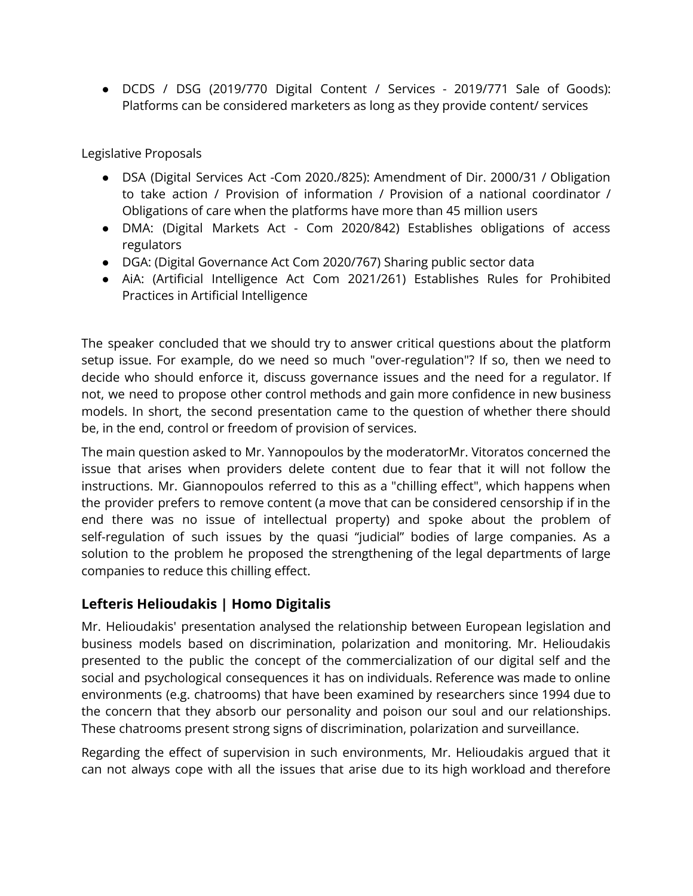- DCDS / DSG (2019/770 Digital Content / Services - 2019/771 Sale of Goods): Platforms can be considered marketers as long as they provide content/ services

Legislative Proposals

- DSA (Digital Services Act -Com 2020./825): Amendment of Dir. 2000/31 / Obligation to take action / Provision of information / Provision of a national coordinator / Obligations of care when the platforms have more than 45 million users
- DMA: (Digital Markets Act - Com 2020/842) Establishes obligations of access regulators
- DGA: (Digital Governance Act Com 2020/767) Sharing public sector data
- AiA: (Artificial Intelligence Act Com 2021/261) Establishes Rules for Prohibited Practices in Artificial Intelligence

The speaker concluded that we should try to answer critical questions about the platform setup issue. For example, do we need so much "over-regulation"? If so, then we need to decide who should enforce it, discuss governance issues and the need for a regulator. If not, we need to propose other control methods and gain more confidence in new business models. In short, the second presentation came to the question of whether there should be, in the end, control or freedom of provision of services.

The main question asked to Mr. Yannopoulos by the moderatorMr. Vitoratos concerned the issue that arises when providers delete content due to fear that it will not follow the instructions. Mr. Giannopoulos referred to this as a "chilling effect", which happens when the provider prefers to remove content (a move that can be considered censorship if in the end there was no issue of intellectual property) and spoke about the problem of self-regulation of such issues by the quasi "judicial" bodies of large companies. As a solution to the problem he proposed the strengthening of the legal departments of large companies to reduce this chilling effect.

## Lefteris Helioudakis | Homo Digitalis

Mr. Helioudakis' presentation analysed the relationship between European legislation and business models based on discrimination, polarization and monitoring. Mr. Helioudakis presented to the public the concept of the commercialization of our digital self and the social and psychological consequences it has on individuals. Reference was made to online environments (e.g. chatrooms) that have been examined by researchers since 1994 due to the concern that they absorb our personality and poison our soul and our relationships. These chatrooms present strong signs of discrimination, polarization and surveillance.

Regarding the effect of supervision in such environments, Mr. Helioudakis argued that it can not always cope with all the issues that arise due to its high workload and therefore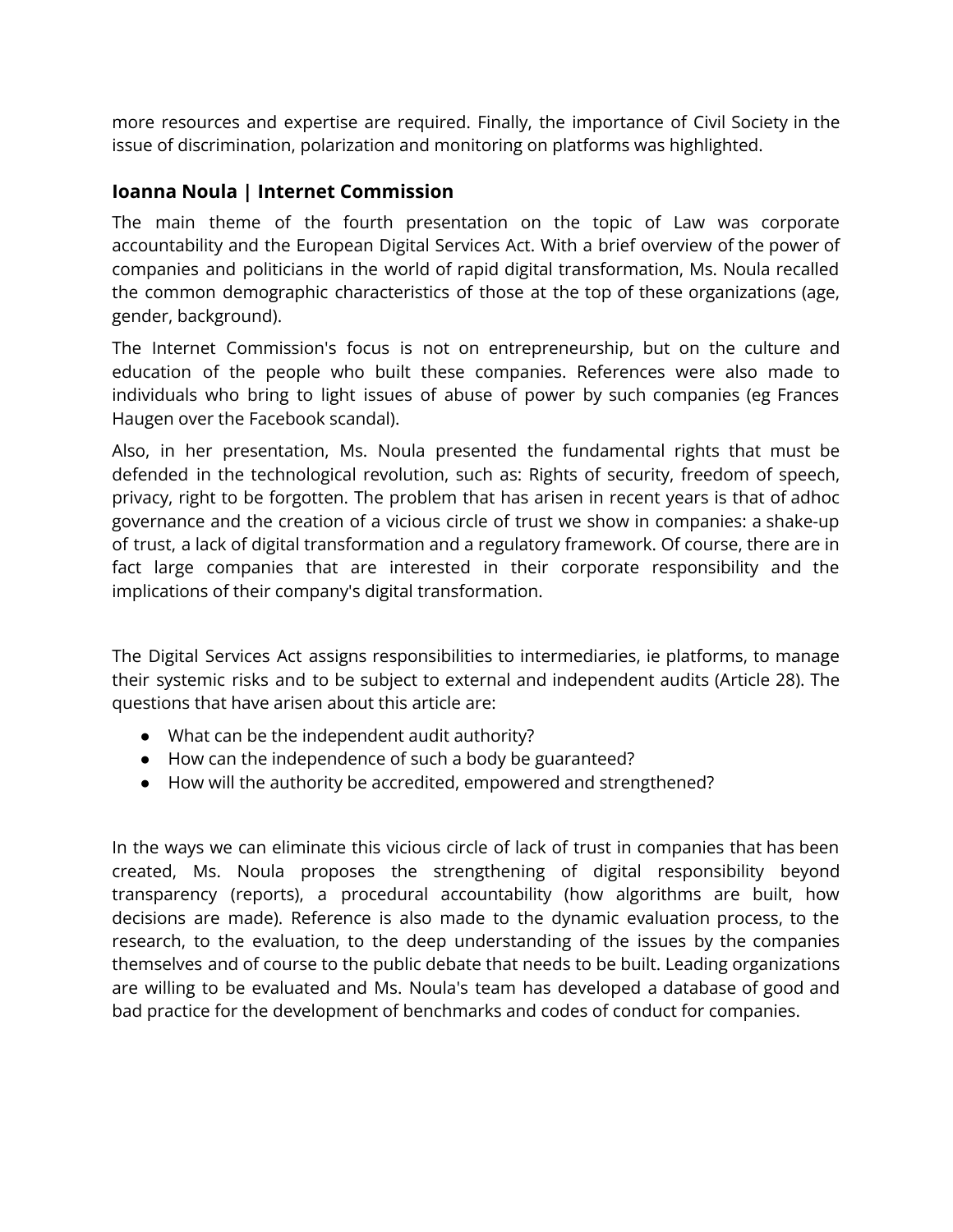more resources and expertise are required. Finally, the importance of Civil Society in the issue of discrimination, polarization and monitoring on platforms was highlighted.

### Ioanna Noula | Internet Commission

The main theme of the fourth presentation on the topic of Law was corporate accountability and the European Digital Services Act. With a brief overview of the power of companies and politicians in the world of rapid digital transformation, Ms. Noula recalled the common demographic characteristics of those at the top of these organizations (age, gender, background).

The Internet Commission's focus is not on entrepreneurship, but on the culture and education of the people who built these companies. References were also made to individuals who bring to light issues of abuse of power by such companies (eg Frances Haugen over the Facebook scandal).

Also, in her presentation, Ms. Noula presented the fundamental rights that must be defended in the technological revolution, such as: Rights of security, freedom of speech, privacy, right to be forgotten. The problem that has arisen in recent years is that of adhoc governance and the creation of a vicious circle of trust we show in companies: a shake-up of trust, a lack of digital transformation and a regulatory framework. Of course, there are in fact large companies that are interested in their corporate responsibility and the implications of their company's digital transformation.

The Digital Services Act assigns responsibilities to intermediaries, ie platforms, to manage their systemic risks and to be subject to external and independent audits (Article 28). The questions that have arisen about this article are:

- What can be the independent audit authority?
- How can the independence of such a body be guaranteed?
- How will the authority be accredited, empowered and strengthened?

In the ways we can eliminate this vicious circle of lack of trust in companies that has been created, Ms. Noula proposes the strengthening of digital responsibility beyond transparency (reports), a procedural accountability (how algorithms are built, how decisions are made). Reference is also made to the dynamic evaluation process, to the research, to the evaluation, to the deep understanding of the issues by the companies themselves and of course to the public debate that needs to be built. Leading organizations are willing to be evaluated and Ms. Noula's team has developed a database of good and bad practice for the development of benchmarks and codes of conduct for companies.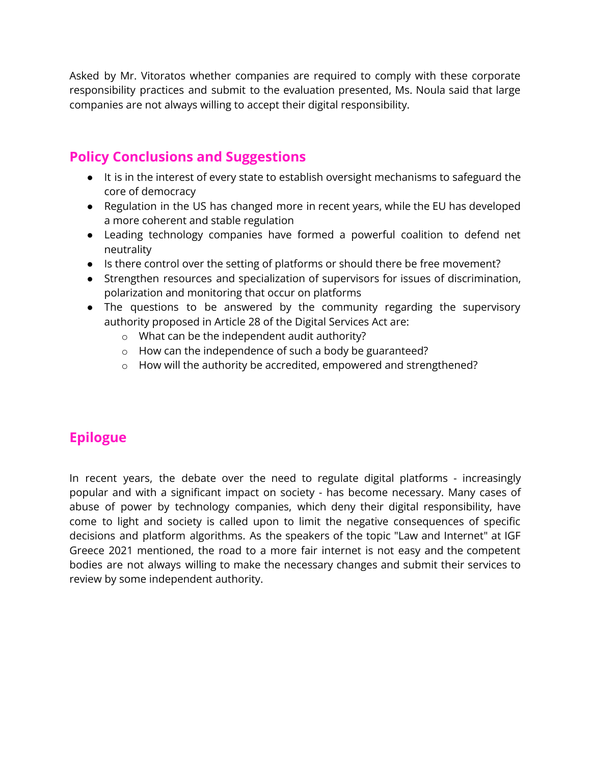Asked by Mr. Vitoratos whether companies are required to comply with these corporate responsibility practices and submit to the evaluation presented, Ms. Noula said that large companies are not always willing to accept their digital responsibility.

## Policy Conclusions and Suggestions

- It is in the interest of every state to establish oversight mechanisms to safeguard the core of democracy
- Regulation in the US has changed more in recent years, while the EU has developed a more coherent and stable regulation
- Leading technology companies have formed a powerful coalition to defend net neutrality
- Is there control over the setting of platforms or should there be free movement?
- Strengthen resources and specialization of supervisors for issues of discrimination, polarization and monitoring that occur on platforms
- The questions to be answered by the community regarding the supervisory authority proposed in Article 28 of the Digital Services Act are:
    - What can be the independent audit authority?
    - How can the independence of such a body be guaranteed?
    - How will the authority be accredited, empowered and strengthened?

## Epilogue

In recent years, the debate over the need to regulate digital platforms - increasingly popular and with a significant impact on society - has become necessary. Many cases of abuse of power by technology companies, which deny their digital responsibility, have come to light and society is called upon to limit the negative consequences of specific decisions and platform algorithms. As the speakers of the topic "Law and Internet" at IGF Greece 2021 mentioned, the road to a more fair internet is not easy and the competent bodies are not always willing to make the necessary changes and submit their services to review by some independent authority.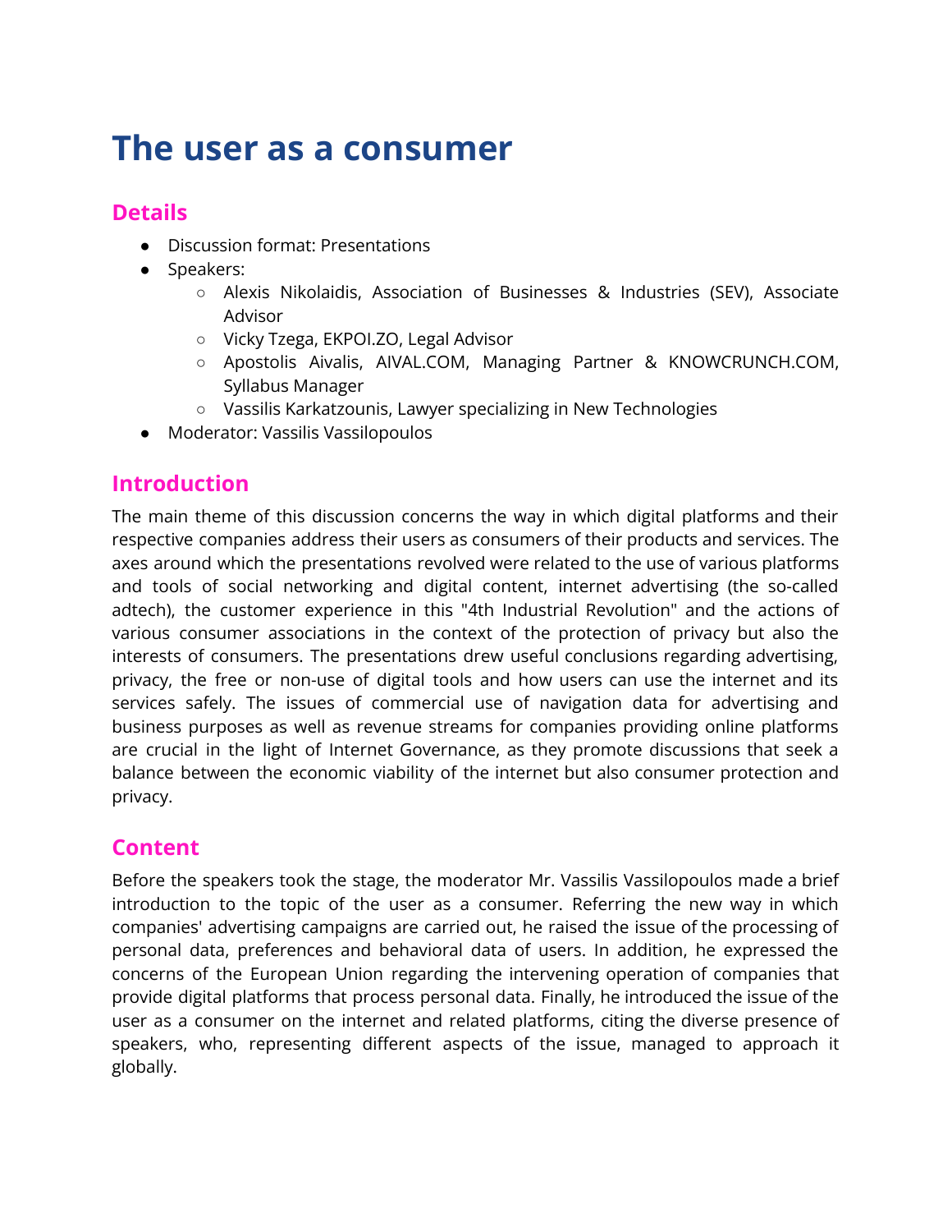# The user as a consumer

## Details

- Discussion format: Presentations
- Speakers:
  - Alexis Nikolaidis, Association of Businesses & Industries (SEV), Associate Advisor
  - Vicky Tzega, EKPOI.ZO, Legal Advisor
  - Apostolis Aivalis, AIVAL.COM, Managing Partner & KNOWCRUNCH.COM, Syllabus Manager
  - Vassilis Karkatzounis, Lawyer specializing in New Technologies
- Moderator: Vassilis Vassilopoulos

## Introduction

The main theme of this discussion concerns the way in which digital platforms and their respective companies address their users as consumers of their products and services. The axes around which the presentations revolved were related to the use of various platforms and tools of social networking and digital content, internet advertising (the so-called adtech), the customer experience in this "4th Industrial Revolution" and the actions of various consumer associations in the context of the protection of privacy but also the interests of consumers. The presentations drew useful conclusions regarding advertising, privacy, the free or non-use of digital tools and how users can use the internet and its services safely. The issues of commercial use of navigation data for advertising and business purposes as well as revenue streams for companies providing online platforms are crucial in the light of Internet Governance, as they promote discussions that seek a balance between the economic viability of the internet but also consumer protection and privacy.

## Content

Before the speakers took the stage, the moderator Mr. Vassilis Vassilopoulos made a brief introduction to the topic of the user as a consumer. Referring the new way in which companies' advertising campaigns are carried out, he raised the issue of the processing of personal data, preferences and behavioral data of users. In addition, he expressed the concerns of the European Union regarding the intervening operation of companies that provide digital platforms that process personal data. Finally, he introduced the issue of the user as a consumer on the internet and related platforms, citing the diverse presence of speakers, who, representing different aspects of the issue, managed to approach it globally.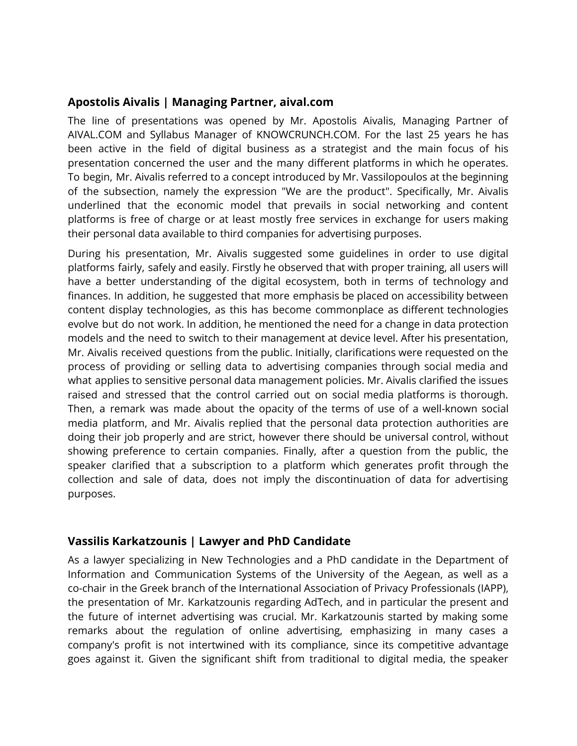### Apostolis Aivalis | Managing Partner, aival.com

The line of presentations was opened by Mr. Apostolis Aivalis, Managing Partner of AIVAL.COM and Syllabus Manager of KNOWCRUNCH.COM. For the last 25 years he has been active in the field of digital business as a strategist and the main focus of his presentation concerned the user and the many different platforms in which he operates. To begin, Mr. Aivalis referred to a concept introduced by Mr. Vassilopoulos at the beginning of the subsection, namely the expression "We are the product". Specifically, Mr. Aivalis underlined that the economic model that prevails in social networking and content platforms is free of charge or at least mostly free services in exchange for users making their personal data available to third companies for advertising purposes.

During his presentation, Mr. Aivalis suggested some guidelines in order to use digital platforms fairly, safely and easily. Firstly he observed that with proper training, all users will have a better understanding of the digital ecosystem, both in terms of technology and finances. In addition, he suggested that more emphasis be placed on accessibility between content display technologies, as this has become commonplace as different technologies evolve but do not work. In addition, he mentioned the need for a change in data protection models and the need to switch to their management at device level. After his presentation, Mr. Aivalis received questions from the public. Initially, clarifications were requested on the process of providing or selling data to advertising companies through social media and what applies to sensitive personal data management policies. Mr. Aivalis clarified the issues raised and stressed that the control carried out on social media platforms is thorough. Then, a remark was made about the opacity of the terms of use of a well-known social media platform, and Mr. Aivalis replied that the personal data protection authorities are doing their job properly and are strict, however there should be universal control, without showing preference to certain companies. Finally, after a question from the public, the speaker clarified that a subscription to a platform which generates profit through the collection and sale of data, does not imply the discontinuation of data for advertising purposes.

### Vassilis Karkatzounis | Lawyer and PhD Candidate

As a lawyer specializing in New Technologies and a PhD candidate in the Department of Information and Communication Systems of the University of the Aegean, as well as a co-chair in the Greek branch of the International Association of Privacy Professionals (IAPP), the presentation of Mr. Karkatzounis regarding AdTech, and in particular the present and the future of internet advertising was crucial. Mr. Karkatzounis started by making some remarks about the regulation of online advertising, emphasizing in many cases a company's profit is not intertwined with its compliance, since its competitive advantage goes against it. Given the significant shift from traditional to digital media, the speaker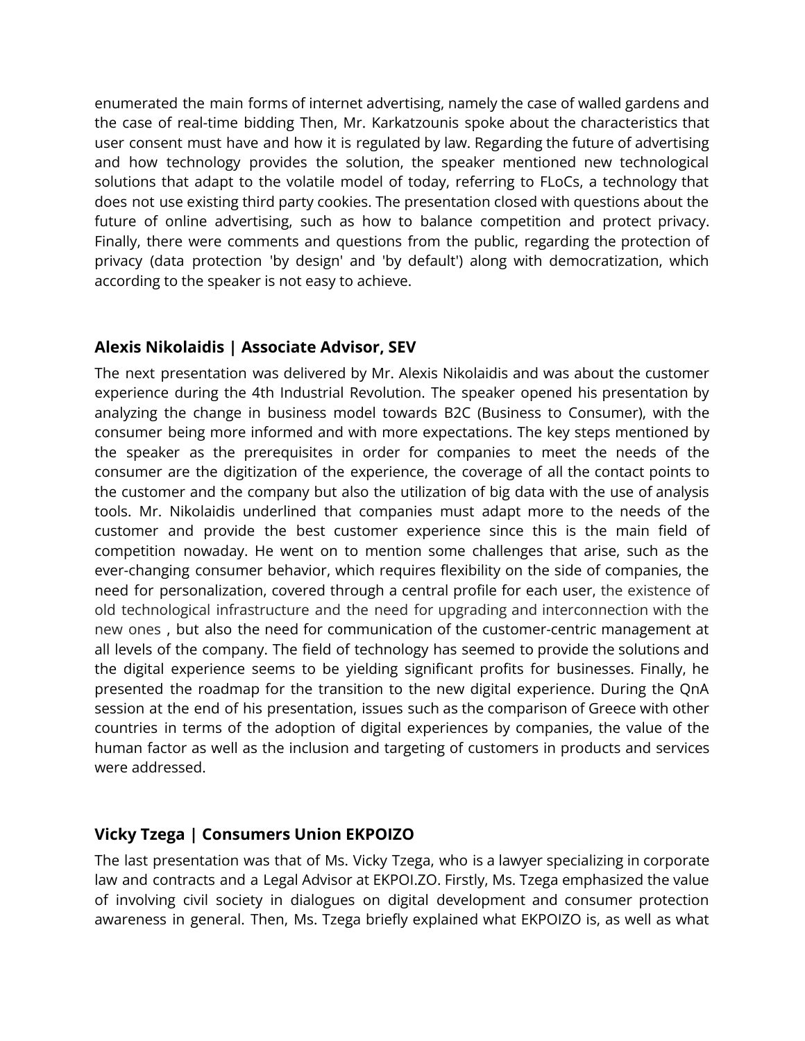enumerated the main forms of internet advertising, namely the case of walled gardens and the case of real-time bidding Then, Mr. Karkatzounis spoke about the characteristics that user consent must have and how it is regulated by law. Regarding the future of advertising and how technology provides the solution, the speaker mentioned new technological solutions that adapt to the volatile model of today, referring to FLoCs, a technology that does not use existing third party cookies. The presentation closed with questions about the future of online advertising, such as how to balance competition and protect privacy. Finally, there were comments and questions from the public, regarding the protection of privacy (data protection 'by design' and 'by default') along with democratization, which according to the speaker is not easy to achieve.

### Alexis Nikolaidis | Associate Advisor, SEV

The next presentation was delivered by Mr. Alexis Nikolaidis and was about the customer experience during the 4th Industrial Revolution. The speaker opened his presentation by analyzing the change in business model towards B2C (Business to Consumer), with the consumer being more informed and with more expectations. The key steps mentioned by the speaker as the prerequisites in order for companies to meet the needs of the consumer are the digitization of the experience, the coverage of all the contact points to the customer and the company but also the utilization of big data with the use of analysis tools. Mr. Nikolaidis underlined that companies must adapt more to the needs of the customer and provide the best customer experience since this is the main field of competition nowaday. He went on to mention some challenges that arise, such as the ever-changing consumer behavior, which requires flexibility on the side of companies, the need for personalization, covered through a central profile for each user, the existence of old technological infrastructure and the need for upgrading and interconnection with the new ones , but also the need for communication of the customer-centric management at all levels of the company. The field of technology has seemed to provide the solutions and the digital experience seems to be yielding significant profits for businesses. Finally, he presented the roadmap for the transition to the new digital experience. During the QnA session at the end of his presentation, issues such as the comparison of Greece with other countries in terms of the adoption of digital experiences by companies, the value of the human factor as well as the inclusion and targeting of customers in products and services were addressed.

### Vicky Tzega | Consumers Union EKPOIZO

The last presentation was that of Ms. Vicky Tzega, who is a lawyer specializing in corporate law and contracts and a Legal Advisor at EKPOI.ZO. Firstly, Ms. Tzega emphasized the value of involving civil society in dialogues on digital development and consumer protection awareness in general. Then, Ms. Tzega briefly explained what EKPOIZO is, as well as what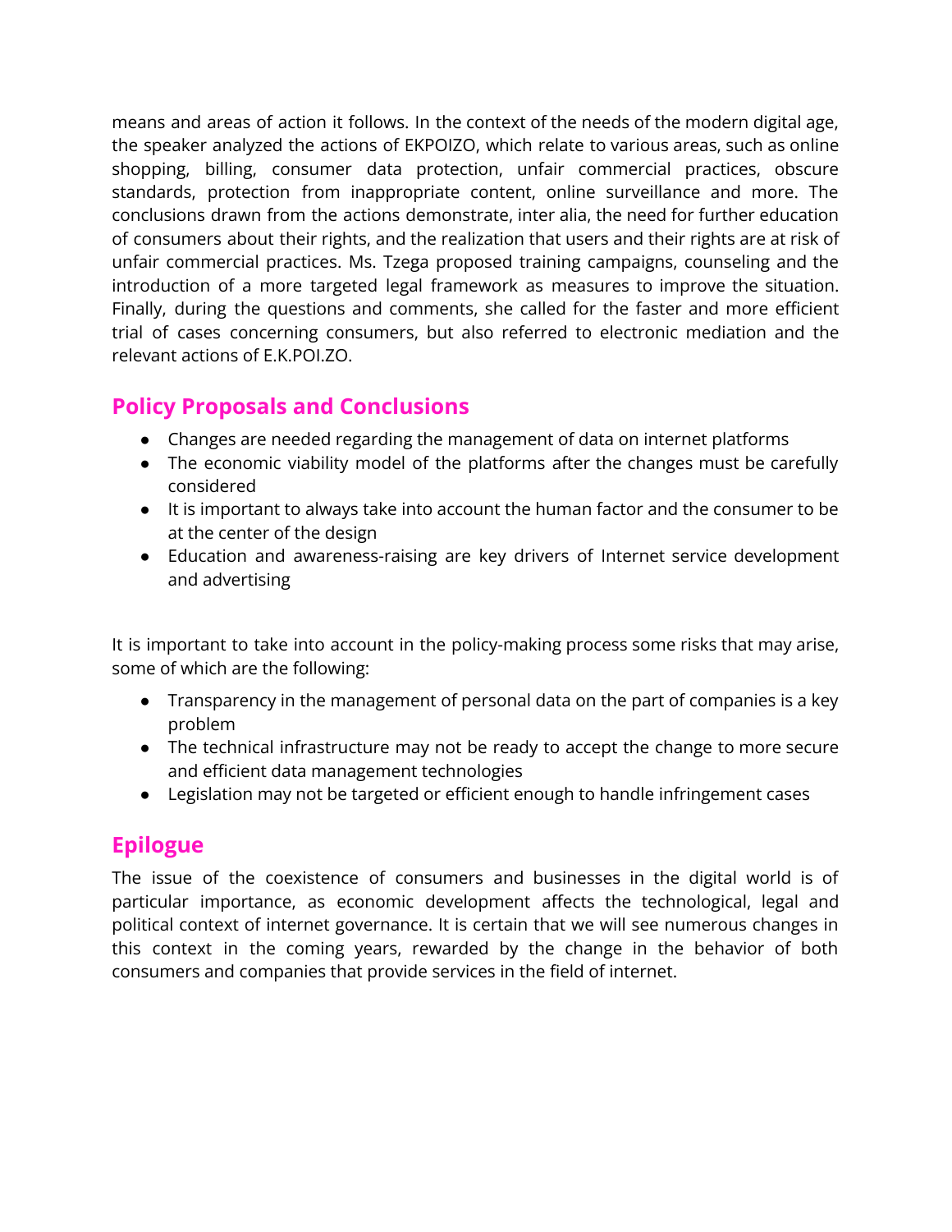means and areas of action it follows. In the context of the needs of the modern digital age, the speaker analyzed the actions of EKPOIZO, which relate to various areas, such as online shopping, billing, consumer data protection, unfair commercial practices, obscure standards, protection from inappropriate content, online surveillance and more. The conclusions drawn from the actions demonstrate, inter alia, the need for further education of consumers about their rights, and the realization that users and their rights are at risk of unfair commercial practices. Ms. Tzega proposed training campaigns, counseling and the introduction of a more targeted legal framework as measures to improve the situation. Finally, during the questions and comments, she called for the faster and more efficient trial of cases concerning consumers, but also referred to electronic mediation and the relevant actions of E.K.POI.ZO.

## Policy Proposals and Conclusions

- Changes are needed regarding the management of data on internet platforms
- The economic viability model of the platforms after the changes must be carefully considered
- It is important to always take into account the human factor and the consumer to be at the center of the design
- Education and awareness-raising are key drivers of Internet service development and advertising

It is important to take into account in the policy-making process some risks that may arise, some of which are the following:

- Transparency in the management of personal data on the part of companies is a key problem
- The technical infrastructure may not be ready to accept the change to more secure and efficient data management technologies
- Legislation may not be targeted or efficient enough to handle infringement cases

## Epilogue

The issue of the coexistence of consumers and businesses in the digital world is of particular importance, as economic development affects the technological, legal and political context of internet governance. It is certain that we will see numerous changes in this context in the coming years, rewarded by the change in the behavior of both consumers and companies that provide services in the field of internet.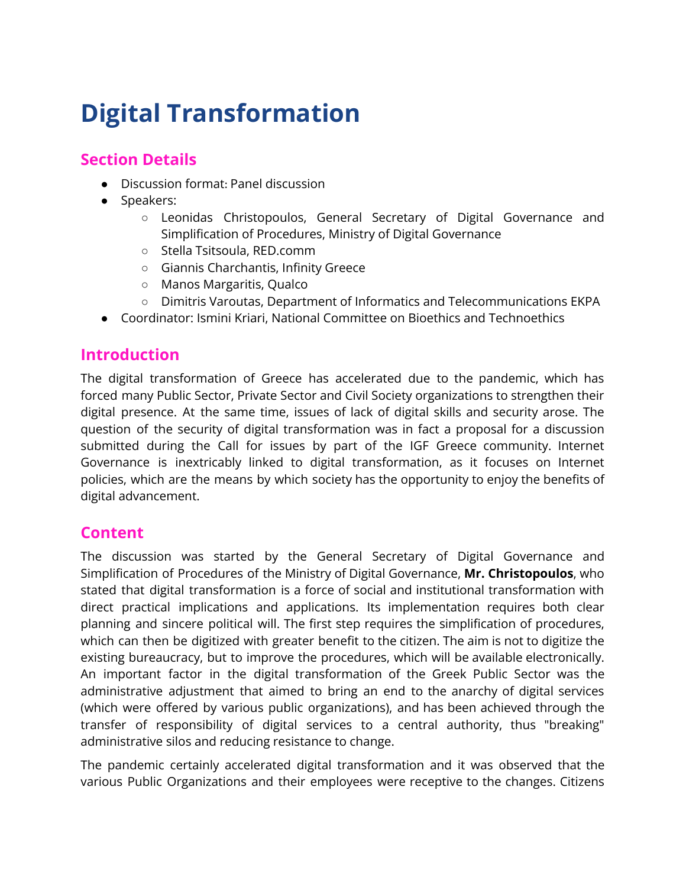# Digital Transformation

## Section Details

- Discussion format: Panel discussion
- Speakers:
  - Leonidas Christopoulos, General Secretary of Digital Governance and Simplification of Procedures, Ministry of Digital Governance
  - Stella Tsitsoula, RED.comm
  - Giannis Charchantis, Infinity Greece
  - Manos Margaritis, Qualco
  - Dimitris Varoutas, Department of Informatics and Telecommunications EKPA
- Coordinator: Ismini Kriari, National Committee on Bioethics and Technoethics

## Introduction

The digital transformation of Greece has accelerated due to the pandemic, which has forced many Public Sector, Private Sector and Civil Society organizations to strengthen their digital presence. At the same time, issues of lack of digital skills and security arose. The question of the security of digital transformation was in fact a proposal for a discussion submitted during the Call for issues by part of the IGF Greece community. Internet Governance is inextricably linked to digital transformation, as it focuses on Internet policies, which are the means by which society has the opportunity to enjoy the benefits of digital advancement.

## Content

The discussion was started by the General Secretary of Digital Governance and Simplification of Procedures of the Ministry of Digital Governance, **Mr. Christopoulos**, who stated that digital transformation is a force of social and institutional transformation with direct practical implications and applications. Its implementation requires both clear planning and sincere political will. The first step requires the simplification of procedures, which can then be digitized with greater benefit to the citizen. The aim is not to digitize the existing bureaucracy, but to improve the procedures, which will be available electronically. An important factor in the digital transformation of the Greek Public Sector was the administrative adjustment that aimed to bring an end to the anarchy of digital services (which were offered by various public organizations), and has been achieved through the transfer of responsibility of digital services to a central authority, thus "breaking" administrative silos and reducing resistance to change.

The pandemic certainly accelerated digital transformation and it was observed that the various Public Organizations and their employees were receptive to the changes. Citizens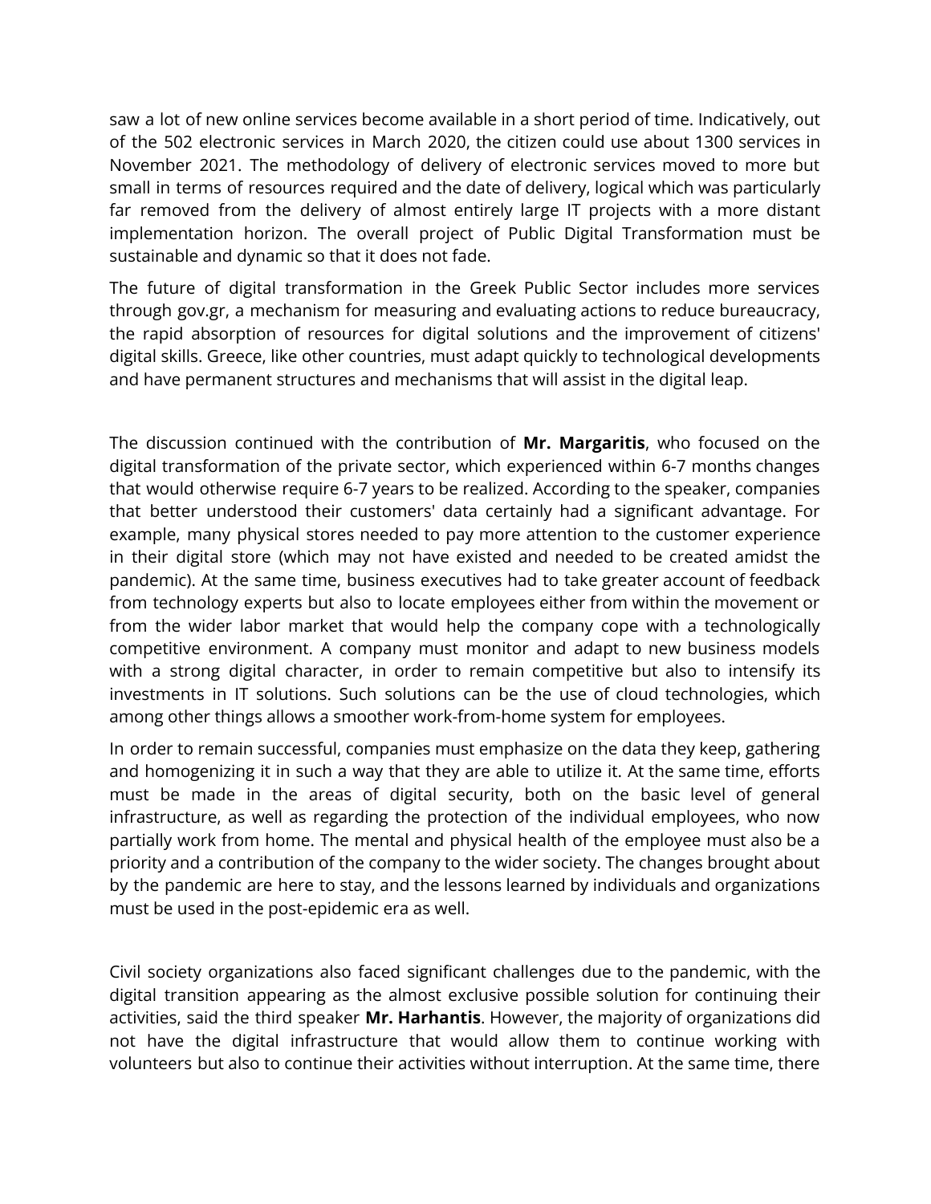saw a lot of new online services become available in a short period of time. Indicatively, out of the 502 electronic services in March 2020, the citizen could use about 1300 services in November 2021. The methodology of delivery of electronic services moved to more but small in terms of resources required and the date of delivery, logical which was particularly far removed from the delivery of almost entirely large IT projects with a more distant implementation horizon. The overall project of Public Digital Transformation must be sustainable and dynamic so that it does not fade.

The future of digital transformation in the Greek Public Sector includes more services through gov.gr, a mechanism for measuring and evaluating actions to reduce bureaucracy, the rapid absorption of resources for digital solutions and the improvement of citizens' digital skills. Greece, like other countries, must adapt quickly to technological developments and have permanent structures and mechanisms that will assist in the digital leap.

The discussion continued with the contribution of **Mr. Margaritis**, who focused on the digital transformation of the private sector, which experienced within 6-7 months changes that would otherwise require 6-7 years to be realized. According to the speaker, companies that better understood their customers' data certainly had a significant advantage. For example, many physical stores needed to pay more attention to the customer experience in their digital store (which may not have existed and needed to be created amidst the pandemic). At the same time, business executives had to take greater account of feedback from technology experts but also to locate employees either from within the movement or from the wider labor market that would help the company cope with a technologically competitive environment. A company must monitor and adapt to new business models with a strong digital character, in order to remain competitive but also to intensify its investments in IT solutions. Such solutions can be the use of cloud technologies, which among other things allows a smoother work-from-home system for employees.

In order to remain successful, companies must emphasize on the data they keep, gathering and homogenizing it in such a way that they are able to utilize it. At the same time, efforts must be made in the areas of digital security, both on the basic level of general infrastructure, as well as regarding the protection of the individual employees, who now partially work from home. The mental and physical health of the employee must also be a priority and a contribution of the company to the wider society. The changes brought about by the pandemic are here to stay, and the lessons learned by individuals and organizations must be used in the post-epidemic era as well.

Civil society organizations also faced significant challenges due to the pandemic, with the digital transition appearing as the almost exclusive possible solution for continuing their activities, said the third speaker **Mr. Harhantis**. However, the majority of organizations did not have the digital infrastructure that would allow them to continue working with volunteers but also to continue their activities without interruption. At the same time, there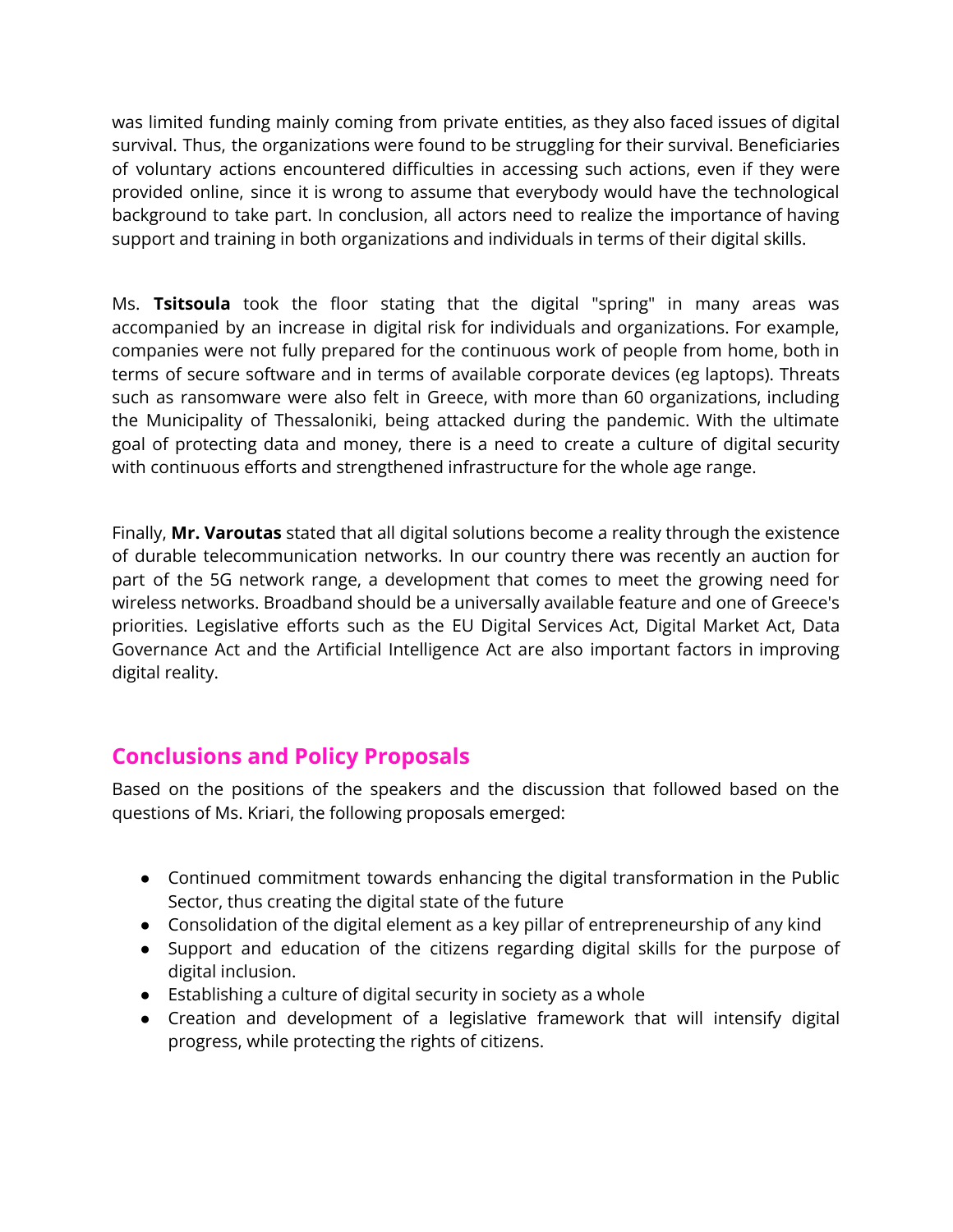was limited funding mainly coming from private entities, as they also faced issues of digital survival. Thus, the organizations were found to be struggling for their survival. Beneficiaries of voluntary actions encountered difficulties in accessing such actions, even if they were provided online, since it is wrong to assume that everybody would have the technological background to take part. In conclusion, all actors need to realize the importance of having support and training in both organizations and individuals in terms of their digital skills.

Ms. **Tsitsoula** took the floor stating that the digital "spring" in many areas was accompanied by an increase in digital risk for individuals and organizations. For example, companies were not fully prepared for the continuous work of people from home, both in terms of secure software and in terms of available corporate devices (eg laptops). Threats such as ransomware were also felt in Greece, with more than 60 organizations, including the Municipality of Thessaloniki, being attacked during the pandemic. With the ultimate goal of protecting data and money, there is a need to create a culture of digital security with continuous efforts and strengthened infrastructure for the whole age range.

Finally, **Mr. Varoutas** stated that all digital solutions become a reality through the existence of durable telecommunication networks. In our country there was recently an auction for part of the 5G network range, a development that comes to meet the growing need for wireless networks. Broadband should be a universally available feature and one of Greece's priorities. Legislative efforts such as the EU Digital Services Act, Digital Market Act, Data Governance Act and the Artificial Intelligence Act are also important factors in improving digital reality.

## Conclusions and Policy Proposals

Based on the positions of the speakers and the discussion that followed based on the questions of Ms. Kriari, the following proposals emerged:

- Continued commitment towards enhancing the digital transformation in the Public Sector, thus creating the digital state of the future
- Consolidation of the digital element as a key pillar of entrepreneurship of any kind
- Support and education of the citizens regarding digital skills for the purpose of digital inclusion.
- Establishing a culture of digital security in society as a whole
- Creation and development of a legislative framework that will intensify digital progress, while protecting the rights of citizens.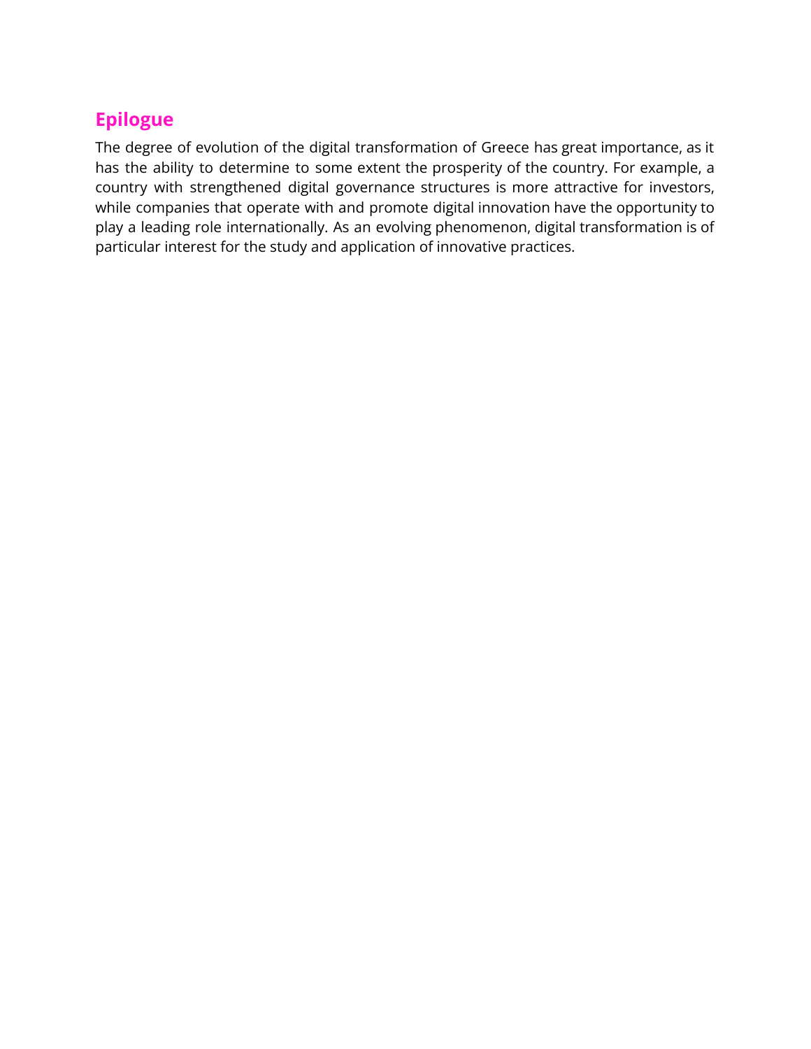## Epilogue

The degree of evolution of the digital transformation of Greece has great importance, as it has the ability to determine to some extent the prosperity of the country. For example, a country with strengthened digital governance structures is more attractive for investors, while companies that operate with and promote digital innovation have the opportunity to play a leading role internationally. As an evolving phenomenon, digital transformation is of particular interest for the study and application of innovative practices.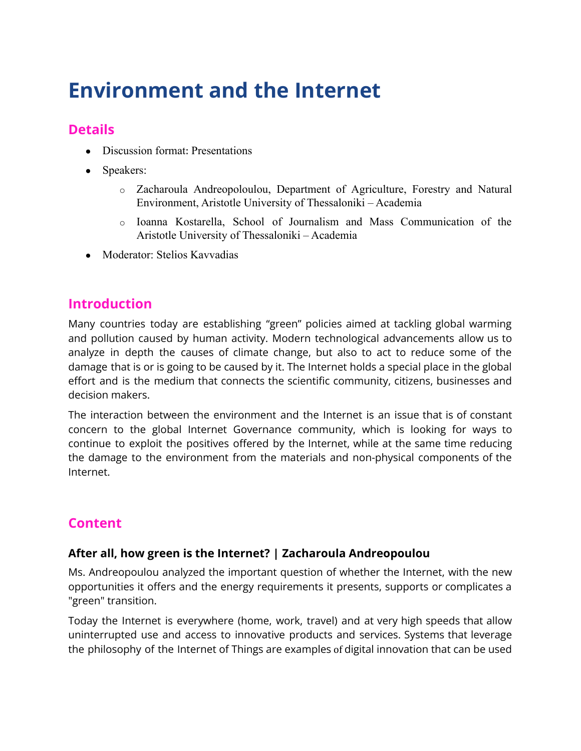# Environment and the Internet

## Details

- Discussion format: Presentations
- Speakers:
  - Zacharoula Andreopoloulou, Department of Agriculture, Forestry and Natural Environment, Aristotle University of Thessaloniki – Academia
  - Ioanna Kostarella, School of Journalism and Mass Communication of the Aristotle University of Thessaloniki – Academia
- Moderator: Stelios Kavvadias

## Introduction

Many countries today are establishing "green" policies aimed at tackling global warming and pollution caused by human activity. Modern technological advancements allow us to analyze in depth the causes of climate change, but also to act to reduce some of the damage that is or is going to be caused by it. The Internet holds a special place in the global effort and is the medium that connects the scientific community, citizens, businesses and decision makers.

The interaction between the environment and the Internet is an issue that is of constant concern to the global Internet Governance community, which is looking for ways to continue to exploit the positives offered by the Internet, while at the same time reducing the damage to the environment from the materials and non-physical components of the Internet.

## Content

### After all, how green is the Internet? | Zacharoula Andreopoulou

Ms. Andreopoulou analyzed the important question of whether the Internet, with the new opportunities it offers and the energy requirements it presents, supports or complicates a "green" transition.

Today the Internet is everywhere (home, work, travel) and at very high speeds that allow uninterrupted use and access to innovative products and services. Systems that leverage the philosophy of the Internet of Things are examples of digital innovation that can be used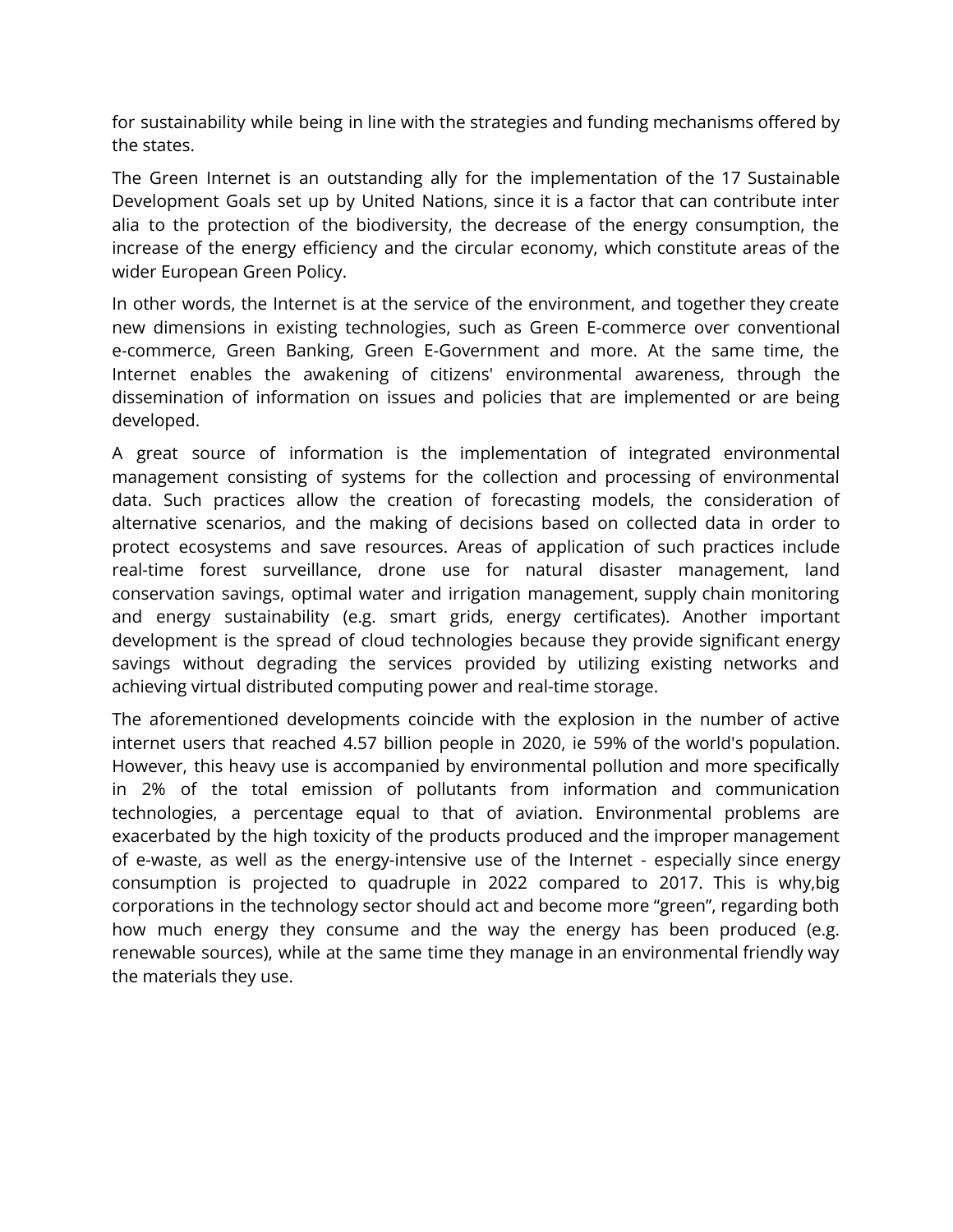for sustainability while being in line with the strategies and funding mechanisms offered by the states.

The Green Internet is an outstanding ally for the implementation of the 17 Sustainable Development Goals set up by United Nations, since it is a factor that can contribute inter alia to the protection of the biodiversity, the decrease of the energy consumption, the increase of the energy efficiency and the circular economy, which constitute areas of the wider European Green Policy.

In other words, the Internet is at the service of the environment, and together they create new dimensions in existing technologies, such as Green E-commerce over conventional e-commerce, Green Banking, Green E-Government and more. At the same time, the Internet enables the awakening of citizens' environmental awareness, through the dissemination of information on issues and policies that are implemented or are being developed.

A great source of information is the implementation of integrated environmental management consisting of systems for the collection and processing of environmental data. Such practices allow the creation of forecasting models, the consideration of alternative scenarios, and the making of decisions based on collected data in order to protect ecosystems and save resources. Areas of application of such practices include real-time forest surveillance, drone use for natural disaster management, land conservation savings, optimal water and irrigation management, supply chain monitoring and energy sustainability (e.g. smart grids, energy certificates). Another important development is the spread of cloud technologies because they provide significant energy savings without degrading the services provided by utilizing existing networks and achieving virtual distributed computing power and real-time storage.

The aforementioned developments coincide with the explosion in the number of active internet users that reached 4.57 billion people in 2020, ie 59% of the world's population. However, this heavy use is accompanied by environmental pollution and more specifically in 2% of the total emission of pollutants from information and communication technologies, a percentage equal to that of aviation. Environmental problems are exacerbated by the high toxicity of the products produced and the improper management of e-waste, as well as the energy-intensive use of the Internet - especially since energy consumption is projected to quadruple in 2022 compared to 2017. This is why,big corporations in the technology sector should act and become more “green”, regarding both how much energy they consume and the way the energy has been produced (e.g. renewable sources), while at the same time they manage in an environmental friendly way the materials they use.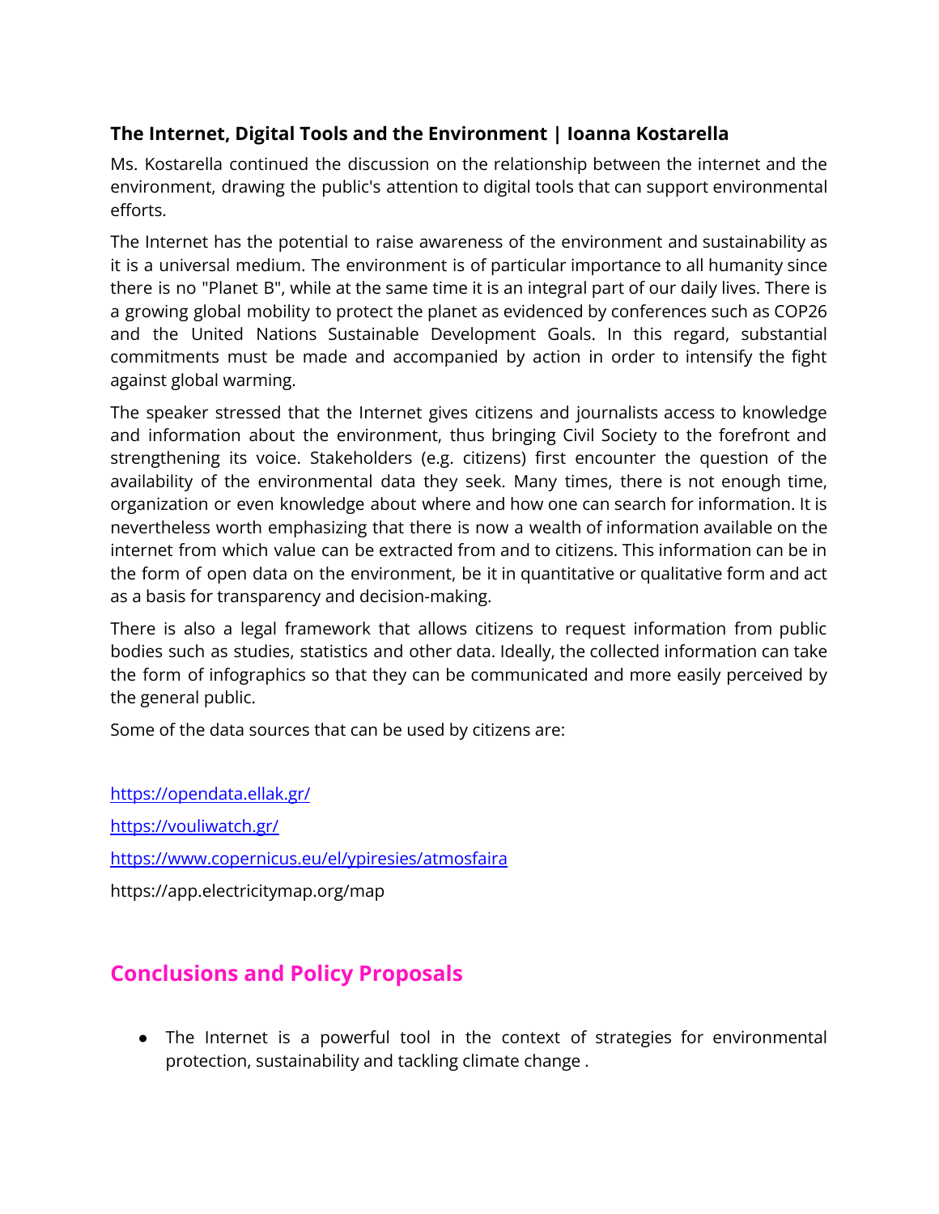### The Internet, Digital Tools and the Environment | Ioanna Kostarella

Ms. Kostarella continued the discussion on the relationship between the internet and the environment, drawing the public's attention to digital tools that can support environmental efforts.

The Internet has the potential to raise awareness of the environment and sustainability as it is a universal medium. The environment is of particular importance to all humanity since there is no "Planet B", while at the same time it is an integral part of our daily lives. There is a growing global mobility to protect the planet as evidenced by conferences such as COP26 and the United Nations Sustainable Development Goals. In this regard, substantial commitments must be made and accompanied by action in order to intensify the fight against global warming.

The speaker stressed that the Internet gives citizens and journalists access to knowledge and information about the environment, thus bringing Civil Society to the forefront and strengthening its voice. Stakeholders (e.g. citizens) first encounter the question of the availability of the environmental data they seek. Many times, there is not enough time, organization or even knowledge about where and how one can search for information. It is nevertheless worth emphasizing that there is now a wealth of information available on the internet from which value can be extracted from and to citizens. This information can be in the form of open data on the environment, be it in quantitative or qualitative form and act as a basis for transparency and decision-making.

There is also a legal framework that allows citizens to request information from public bodies such as studies, statistics and other data. Ideally, the collected information can take the form of infographics so that they can be communicated and more easily perceived by the general public.

Some of the data sources that can be used by citizens are:

https://opendata.ellak.gr/

https://vouliwatch.gr/

https://www.copernicus.eu/el/ypiresies/atmosfaira

https://app.electricitymap.org/map

## Conclusions and Policy Proposals

- The Internet is a powerful tool in the context of strategies for environmental protection, sustainability and tackling climate change .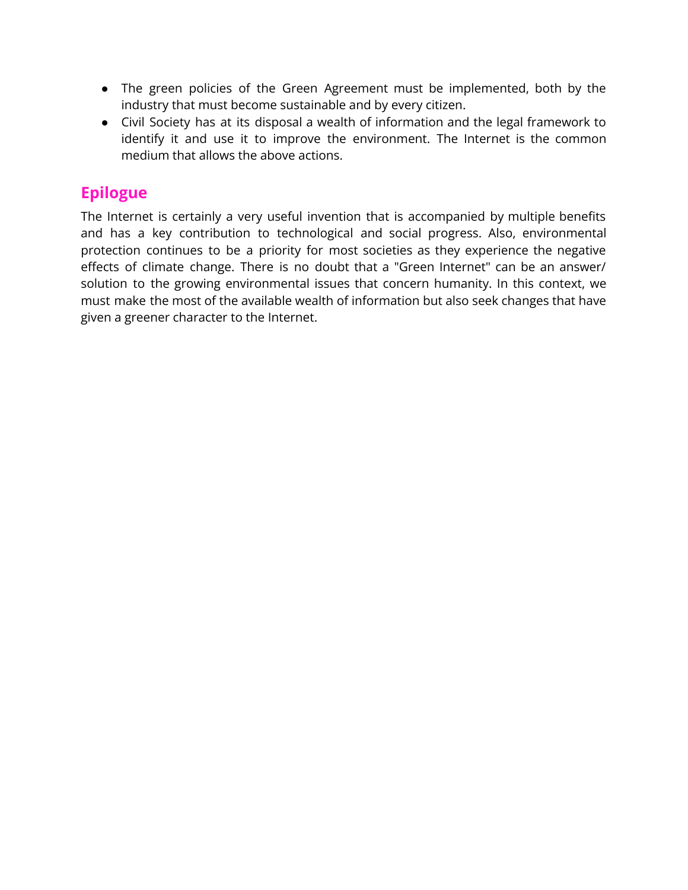- The green policies of the Green Agreement must be implemented, both by the industry that must become sustainable and by every citizen.
- Civil Society has at its disposal a wealth of information and the legal framework to identify it and use it to improve the environment. The Internet is the common medium that allows the above actions.

## Epilogue

The Internet is certainly a very useful invention that is accompanied by multiple benefits and has a key contribution to technological and social progress. Also, environmental protection continues to be a priority for most societies as they experience the negative effects of climate change. There is no doubt that a "Green Internet" can be an answer/ solution to the growing environmental issues that concern humanity. In this context, we must make the most of the available wealth of information but also seek changes that have given a greener character to the Internet.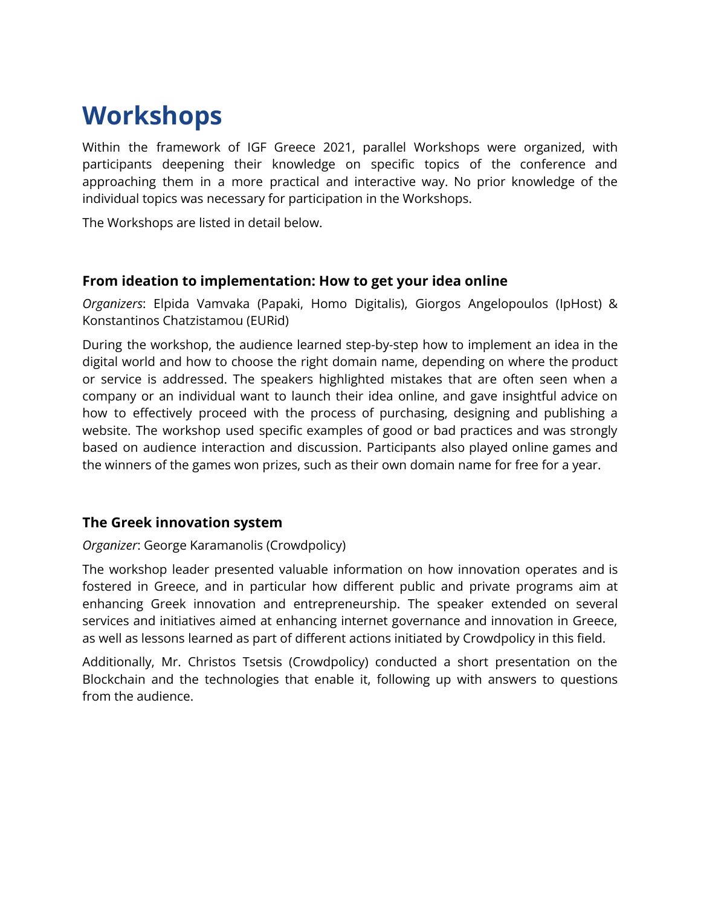# Workshops

Within the framework of IGF Greece 2021, parallel Workshops were organized, with participants deepening their knowledge on specific topics of the conference and approaching them in a more practical and interactive way. No prior knowledge of the individual topics was necessary for participation in the Workshops.

The Workshops are listed in detail below.

### From ideation to implementation: How to get your idea online

*Organizers*: Elpida Vamvaka (Papaki, Homo Digitalis), Giorgos Angelopoulos (IpHost) & Konstantinos Chatzistamou (EURid)

During the workshop, the audience learned step-by-step how to implement an idea in the digital world and how to choose the right domain name, depending on where the product or service is addressed. The speakers highlighted mistakes that are often seen when a company or an individual want to launch their idea online, and gave insightful advice on how to effectively proceed with the process of purchasing, designing and publishing a website. The workshop used specific examples of good or bad practices and was strongly based on audience interaction and discussion. Participants also played online games and the winners of the games won prizes, such as their own domain name for free for a year.

### The Greek innovation system

*Organizer*: George Karamanolis (Crowdpolicy)

The workshop leader presented valuable information on how innovation operates and is fostered in Greece, and in particular how different public and private programs aim at enhancing Greek innovation and entrepreneurship. The speaker extended on several services and initiatives aimed at enhancing internet governance and innovation in Greece, as well as lessons learned as part of different actions initiated by Crowdpolicy in this field.

Additionally, Mr. Christos Tsetsis (Crowdpolicy) conducted a short presentation on the Blockchain and the technologies that enable it, following up with answers to questions from the audience.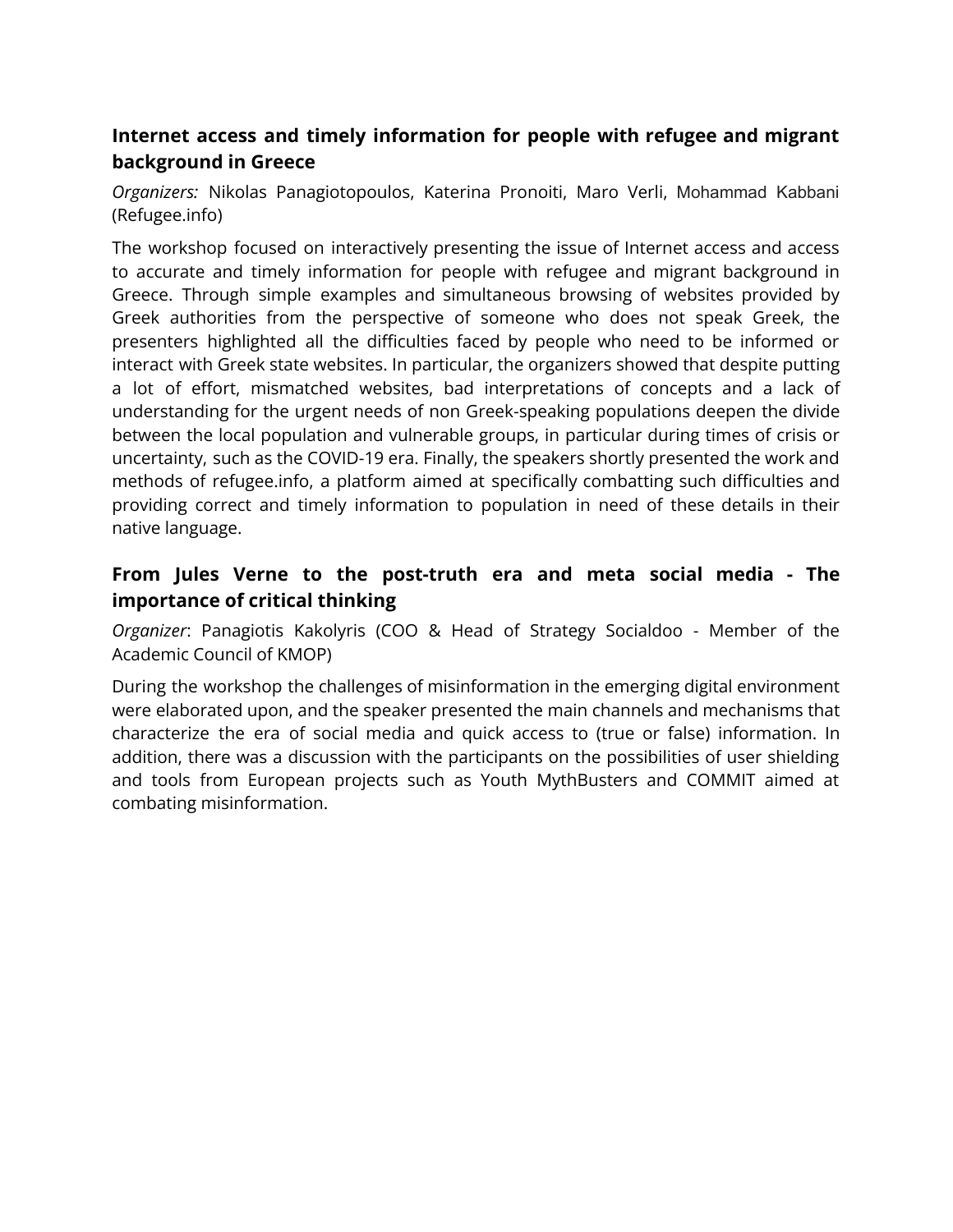### Internet access and timely information for people with refugee and migrant background in Greece

*Organizers:* Nikolas Panagiotopoulos, Katerina Pronoiti, Maro Verli, Mohammad Kabbani (Refugee.info)

The workshop focused on interactively presenting the issue of Internet access and access to accurate and timely information for people with refugee and migrant background in Greece. Through simple examples and simultaneous browsing of websites provided by Greek authorities from the perspective of someone who does not speak Greek, the presenters highlighted all the difficulties faced by people who need to be informed or interact with Greek state websites. In particular, the organizers showed that despite putting a lot of effort, mismatched websites, bad interpretations of concepts and a lack of understanding for the urgent needs of non Greek-speaking populations deepen the divide between the local population and vulnerable groups, in particular during times of crisis or uncertainty, such as the COVID-19 era. Finally, the speakers shortly presented the work and methods of refugee.info, a platform aimed at specifically combatting such difficulties and providing correct and timely information to population in need of these details in their native language.

### From Jules Verne to the post-truth era and meta social media - The importance of critical thinking

*Organizer*: Panagiotis Kakolyris (COO & Head of Strategy Socialdoo - Member of the Academic Council of KMOP)

During the workshop the challenges of misinformation in the emerging digital environment were elaborated upon, and the speaker presented the main channels and mechanisms that characterize the era of social media and quick access to (true or false) information. In addition, there was a discussion with the participants on the possibilities of user shielding and tools from European projects such as Youth MythBusters and COMMIT aimed at combating misinformation.